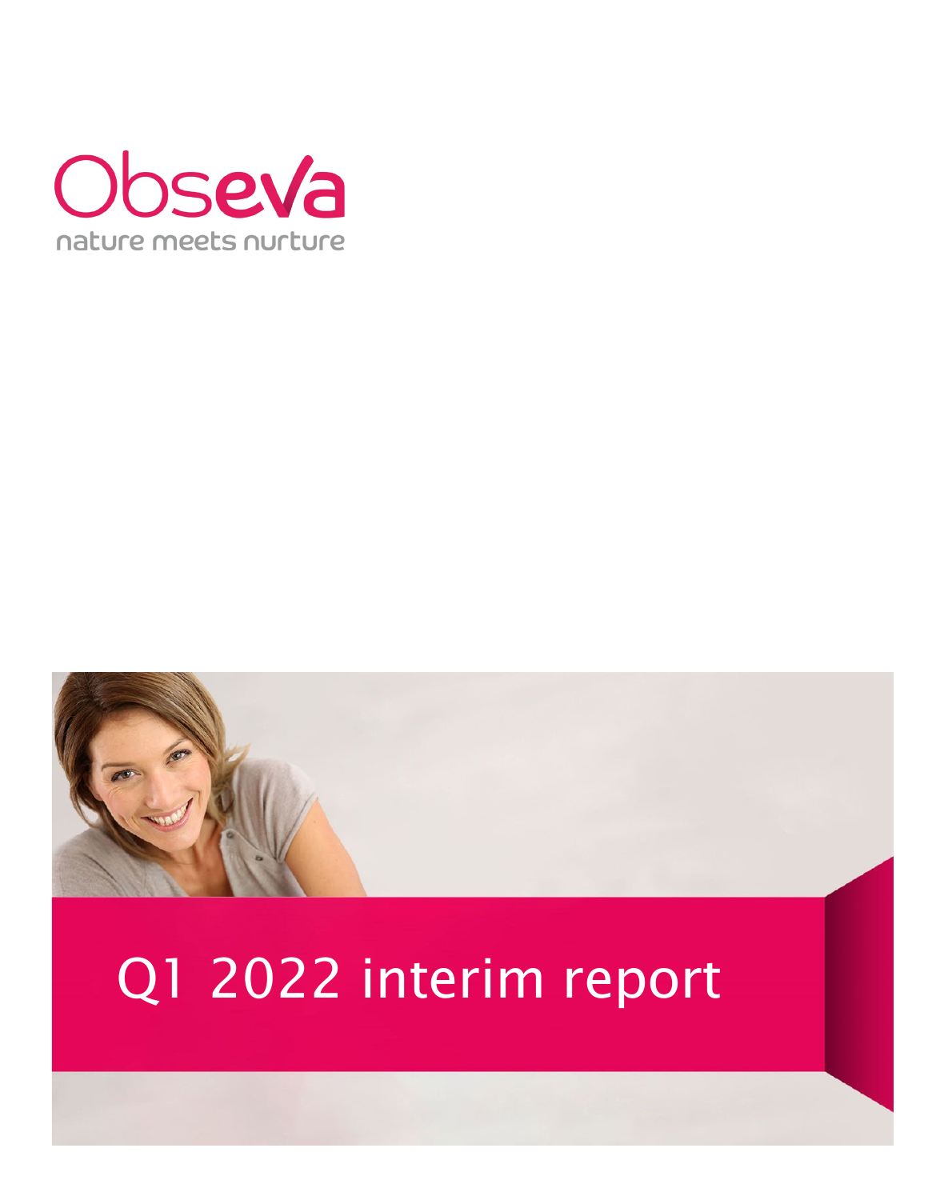ObsEva

nature meets nurture

# Q1 2022 interim report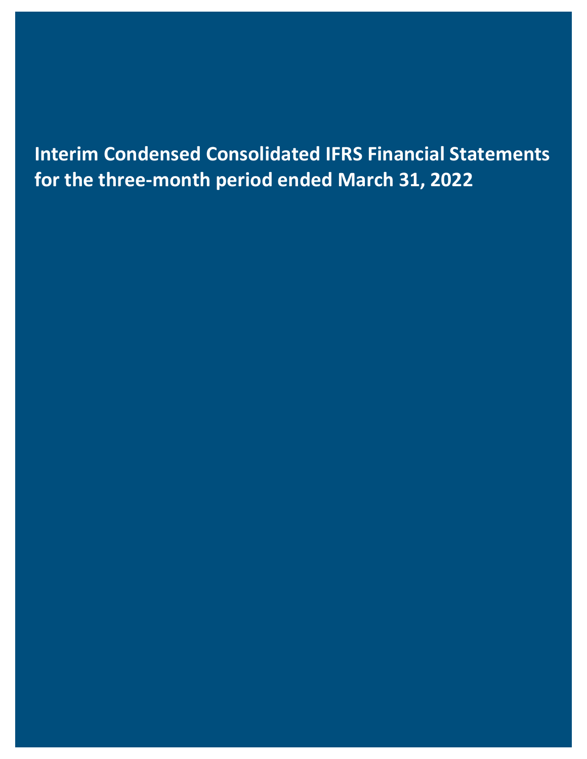# Interim Condensed Consolidated IFRS Financial Statements for the three-month period ended March 31, 2022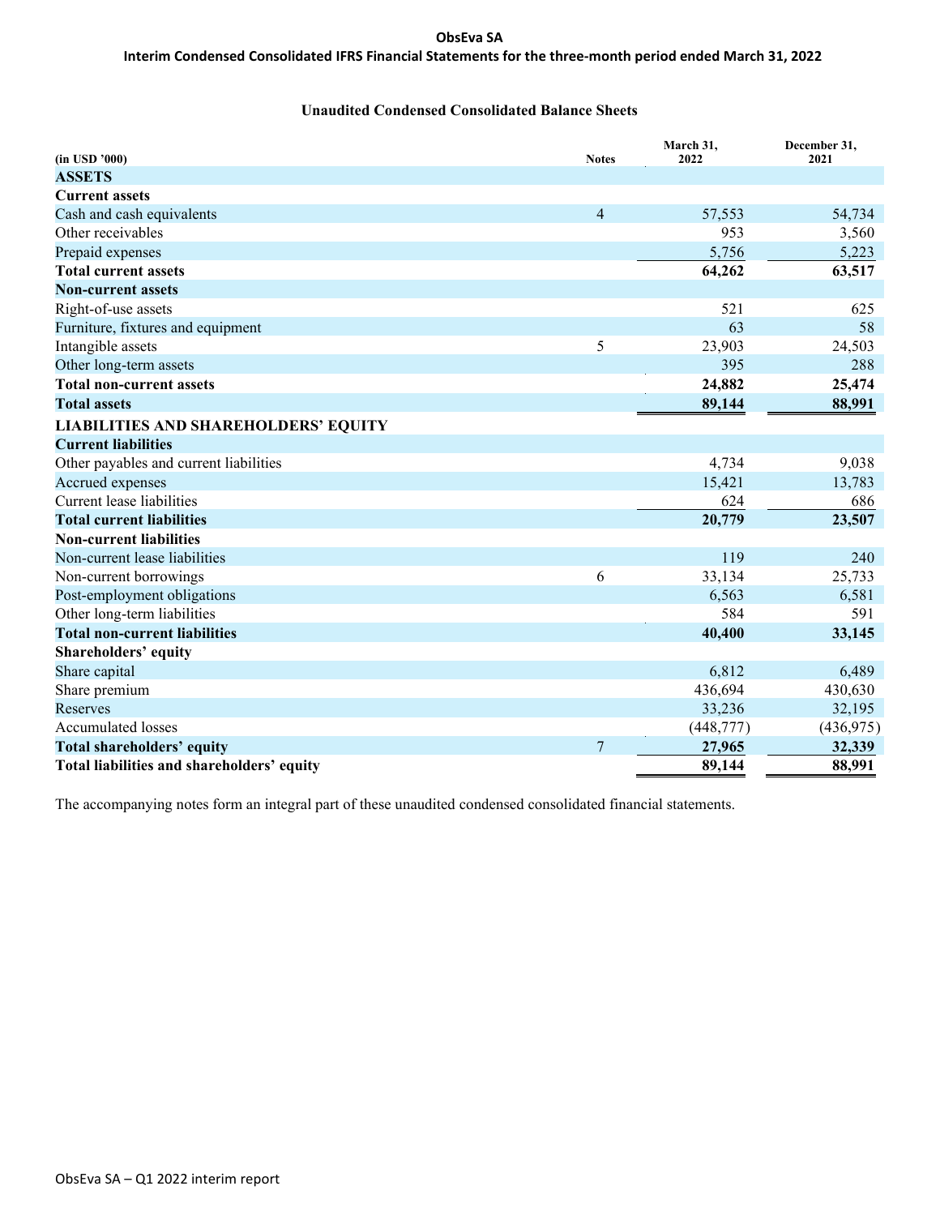### Unaudited Condensed Consolidated Balance Sheets

| (in USD '000) | Notes | March 31, 2022 | December 31, 2021 |
|---|---|---|---|
| **ASSETS** | | | |
| **Current assets** | | | |
| Cash and cash equivalents | 4 | 57,553 | 54,734 |
| Other receivables | | 953 | 3,560 |
| Prepaid expenses | | 5,756 | 5,223 |
| **Total current assets** | | **64,262** | **63,517** |
| **Non-current assets** | | | |
| Right-of-use assets | | 521 | 625 |
| Furniture, fixtures and equipment | | 63 | 58 |
| Intangible assets | 5 | 23,903 | 24,503 |
| Other long-term assets | | 395 | 288 |
| **Total non-current assets** | | **24,882** | **25,474** |
| **Total assets** | | **89,144** | **88,991** |
| **LIABILITIES AND SHAREHOLDERS' EQUITY** | | | |
| **Current liabilities** | | | |
| Other payables and current liabilities | | 4,734 | 9,038 |
| Accrued expenses | | 15,421 | 13,783 |
| Current lease liabilities | | 624 | 686 |
| **Total current liabilities** | | **20,779** | **23,507** |
| **Non-current liabilities** | | | |
| Non-current lease liabilities | | 119 | 240 |
| Non-current borrowings | 6 | 33,134 | 25,733 |
| Post-employment obligations | | 6,563 | 6,581 |
| Other long-term liabilities | | 584 | 591 |
| **Total non-current liabilities** | | **40,400** | **33,145** |
| **Shareholders' equity** | | | |
| Share capital | | 6,812 | 6,489 |
| Share premium | | 436,694 | 430,630 |
| Reserves | | 33,236 | 32,195 |
| Accumulated losses | | (448,777) | (436,975) |
| **Total shareholders' equity** | 7 | **27,965** | **32,339** |
| **Total liabilities and shareholders' equity** | | **89,144** | **88,991** |

The accompanying notes form an integral part of these unaudited condensed consolidated financial statements.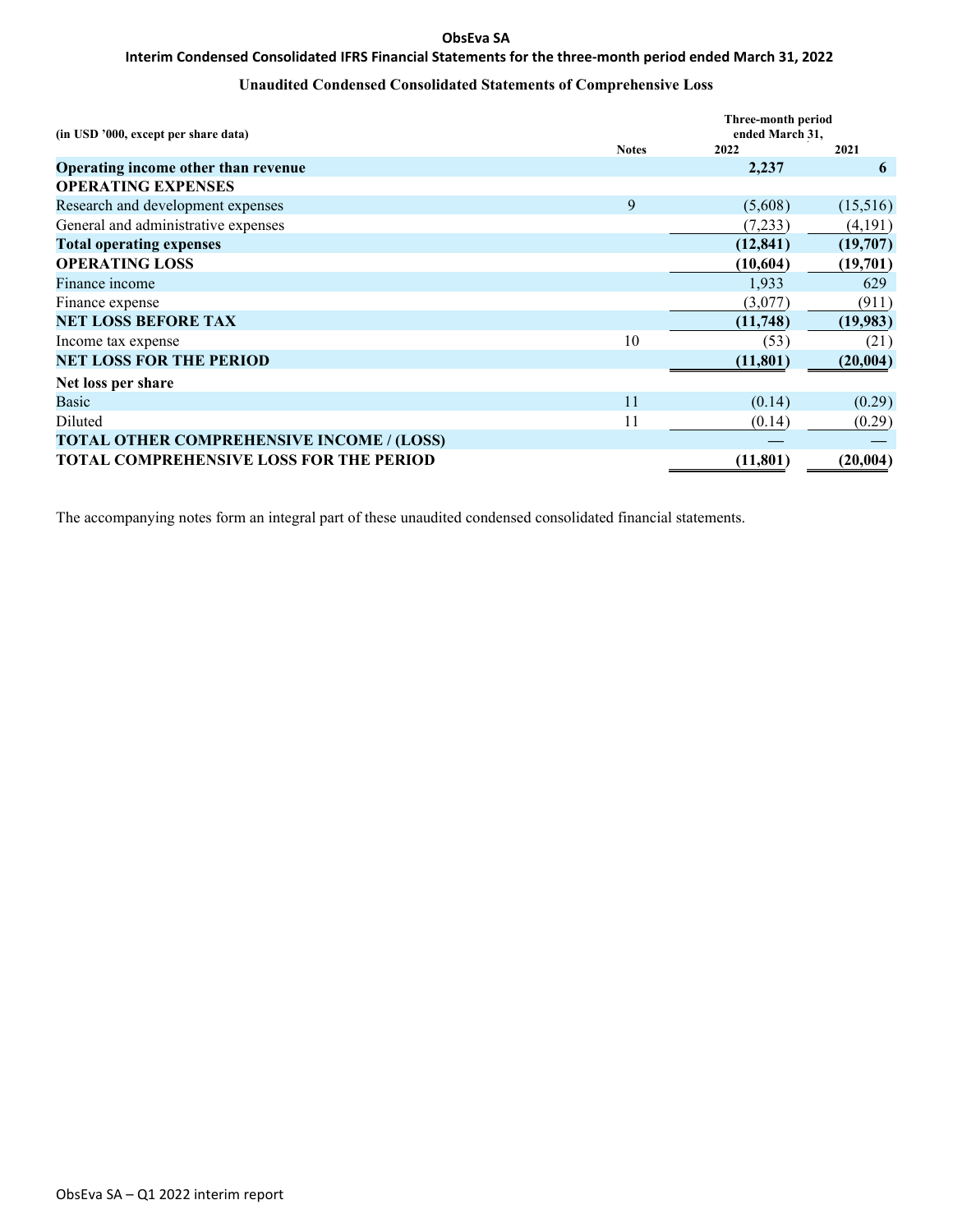**ObsEva SA**

**Interim Condensed Consolidated IFRS Financial Statements for the three-month period ended March 31, 2022**

## Unaudited Condensed Consolidated Statements of Comprehensive Loss

| (in USD '000, except per share data) | Notes | Three-month period ended March 31, 2022 | 2021 |
|---|---|---|---|
| **Operating income other than revenue** | | **2,237** | **6** |
| **OPERATING EXPENSES** | | | |
| Research and development expenses | 9 | (5,608) | (15,516) |
| General and administrative expenses | | (7,233) | (4,191) |
| **Total operating expenses** | | **(12,841)** | **(19,707)** |
| **OPERATING LOSS** | | **(10,604)** | **(19,701)** |
| Finance income | | 1,933 | 629 |
| Finance expense | | (3,077) | (911) |
| **NET LOSS BEFORE TAX** | | **(11,748)** | **(19,983)** |
| Income tax expense | 10 | (53) | (21) |
| **NET LOSS FOR THE PERIOD** | | **(11,801)** | **(20,004)** |
| **Net loss per share** | | | |
| Basic | 11 | (0.14) | (0.29) |
| Diluted | 11 | (0.14) | (0.29) |
| **TOTAL OTHER COMPREHENSIVE INCOME / (LOSS)** | | — | — |
| **TOTAL COMPREHENSIVE LOSS FOR THE PERIOD** | | **(11,801)** | **(20,004)** |

The accompanying notes form an integral part of these unaudited condensed consolidated financial statements.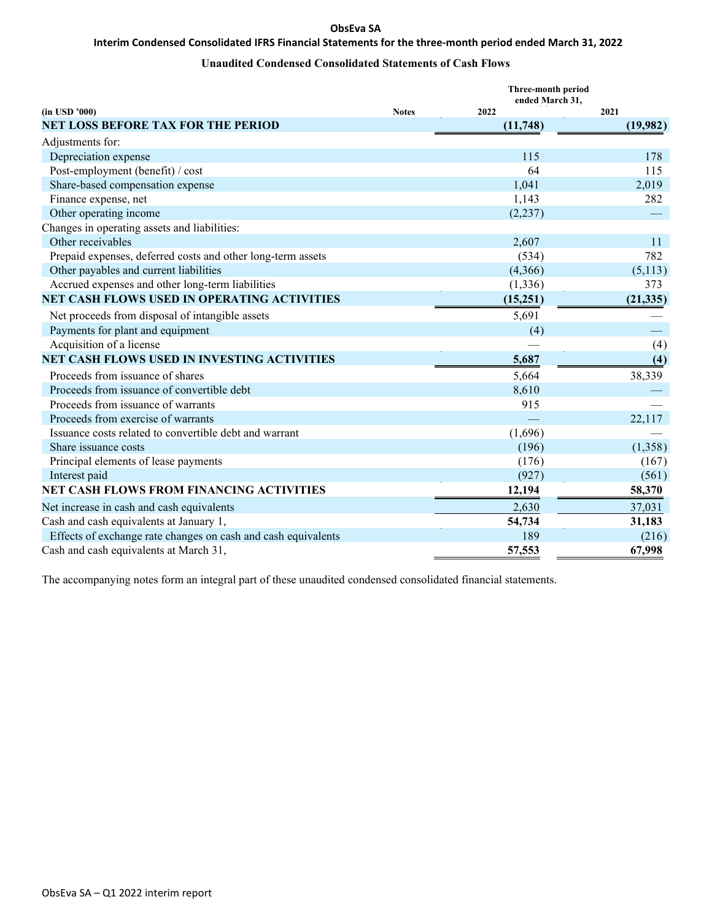**ObsEva SA**

**Interim Condensed Consolidated IFRS Financial Statements for the three-month period ended March 31, 2022**

**Unaudited Condensed Consolidated Statements of Cash Flows**

| (in USD '000) | Notes | Three-month period ended March 31, 2022 | 2021 |
|---|---|---|---|
| **NET LOSS BEFORE TAX FOR THE PERIOD** | | **(11,748)** | **(19,982)** |
| Adjustments for: | | | |
| Depreciation expense | | 115 | 178 |
| Post-employment (benefit) / cost | | 64 | 115 |
| Share-based compensation expense | | 1,041 | 2,019 |
| Finance expense, net | | 1,143 | 282 |
| Other operating income | | (2,237) | — |
| Changes in operating assets and liabilities: | | | |
| Other receivables | | 2,607 | 11 |
| Prepaid expenses, deferred costs and other long-term assets | | (534) | 782 |
| Other payables and current liabilities | | (4,366) | (5,113) |
| Accrued expenses and other long-term liabilities | | (1,336) | 373 |
| **NET CASH FLOWS USED IN OPERATING ACTIVITIES** | | **(15,251)** | **(21,335)** |
| Net proceeds from disposal of intangible assets | | 5,691 | — |
| Payments for plant and equipment | | (4) | — |
| Acquisition of a license | | — | (4) |
| **NET CASH FLOWS USED IN INVESTING ACTIVITIES** | | **5,687** | **(4)** |
| Proceeds from issuance of shares | | 5,664 | 38,339 |
| Proceeds from issuance of convertible debt | | 8,610 | — |
| Proceeds from issuance of warrants | | 915 | — |
| Proceeds from exercise of warrants | | — | 22,117 |
| Issuance costs related to convertible debt and warrant | | (1,696) | — |
| Share issuance costs | | (196) | (1,358) |
| Principal elements of lease payments | | (176) | (167) |
| Interest paid | | (927) | (561) |
| **NET CASH FLOWS FROM FINANCING ACTIVITIES** | | **12,194** | **58,370** |
| Net increase in cash and cash equivalents | | 2,630 | 37,031 |
| Cash and cash equivalents at January 1, | | **54,734** | **31,183** |
| Effects of exchange rate changes on cash and cash equivalents | | 189 | (216) |
| Cash and cash equivalents at March 31, | | **57,553** | **67,998** |

The accompanying notes form an integral part of these unaudited condensed consolidated financial statements.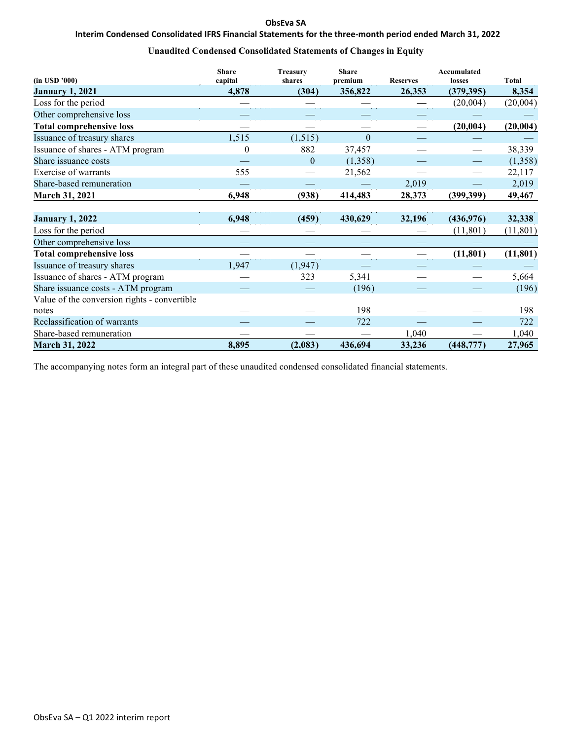**ObsEva SA**

**Interim Condensed Consolidated IFRS Financial Statements for the three-month period ended March 31, 2022**

## Unaudited Condensed Consolidated Statements of Changes in Equity

| (in USD '000) | Share capital | Treasury shares | Share premium | Reserves | Accumulated losses | Total |
|---|---|---|---|---|---|---|
| **January 1, 2021** | **4,878** | **(304)** | **356,822** | **26,353** | **(379,395)** | **8,354** |
| Loss for the period | — | — | — | — | (20,004) | (20,004) |
| Other comprehensive loss | — | — | — | — | — | — |
| **Total comprehensive loss** | **—** | **—** | **—** | **—** | **(20,004)** | **(20,004)** |
| Issuance of treasury shares | 1,515 | (1,515) | 0 | — | — | — |
| Issuance of shares - ATM program | 0 | 882 | 37,457 | — | — | 38,339 |
| Share issuance costs | — | 0 | (1,358) | — | — | (1,358) |
| Exercise of warrants | 555 | — | 21,562 | — | — | 22,117 |
| Share-based remuneration | — | — | — | 2,019 | — | 2,019 |
| **March 31, 2021** | **6,948** | **(938)** | **414,483** | **28,373** | **(399,399)** | **49,467** |
| | | | | | | |
| **January 1, 2022** | **6,948** | **(459)** | **430,629** | **32,196** | **(436,976)** | **32,338** |
| Loss for the period | — | — | — | — | (11,801) | (11,801) |
| Other comprehensive loss | — | — | — | — | — | — |
| **Total comprehensive loss** | — | — | — | — | **(11,801)** | **(11,801)** |
| Issuance of treasury shares | 1,947 | (1,947) | — | — | — | — |
| Issuance of shares - ATM program | — | 323 | 5,341 | — | — | 5,664 |
| Share issuance costs - ATM program | — | — | (196) | — | — | (196) |
| Value of the conversion rights - convertible notes | — | — | 198 | — | — | 198 |
| Reclassification of warrants | — | — | 722 | — | — | 722 |
| Share-based remuneration | — | — | — | 1,040 | — | 1,040 |
| **March 31, 2022** | **8,895** | **(2,083)** | **436,694** | **33,236** | **(448,777)** | **27,965** |

The accompanying notes form an integral part of these unaudited condensed consolidated financial statements.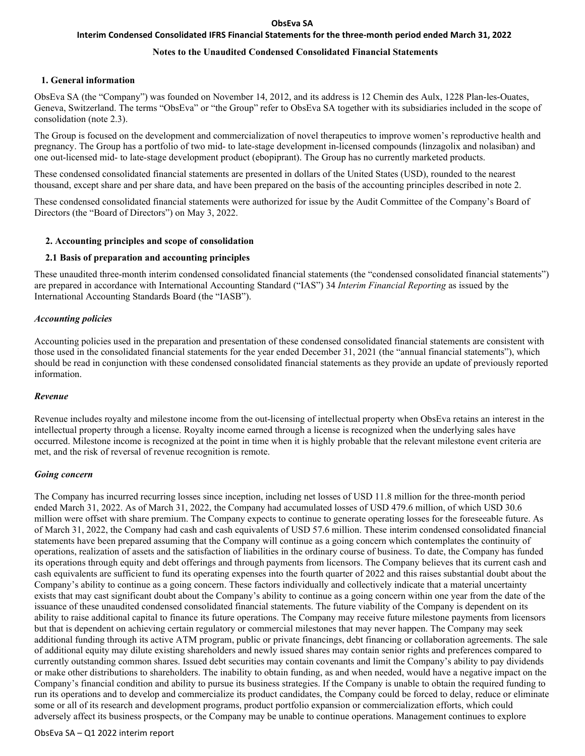### Notes to the Unaudited Condensed Consolidated Financial Statements

## 1. General information

ObsEva SA (the "Company") was founded on November 14, 2012, and its address is 12 Chemin des Aulx, 1228 Plan-les-Ouates, Geneva, Switzerland. The terms "ObsEva" or "the Group" refer to ObsEva SA together with its subsidiaries included in the scope of consolidation (note 2.3).

The Group is focused on the development and commercialization of novel therapeutics to improve women's reproductive health and pregnancy. The Group has a portfolio of two mid- to late-stage development in-licensed compounds (linzagolix and nolasiban) and one out-licensed mid- to late-stage development product (ebopiprant). The Group has no currently marketed products.

These condensed consolidated financial statements are presented in dollars of the United States (USD), rounded to the nearest thousand, except share and per share data, and have been prepared on the basis of the accounting principles described in note 2.

These condensed consolidated financial statements were authorized for issue by the Audit Committee of the Company's Board of Directors (the "Board of Directors") on May 3, 2022.

## 2. Accounting principles and scope of consolidation

### 2.1 Basis of preparation and accounting principles

These unaudited three-month interim condensed consolidated financial statements (the "condensed consolidated financial statements") are prepared in accordance with International Accounting Standard ("IAS") 34 *Interim Financial Reporting* as issued by the International Accounting Standards Board (the "IASB").

***Accounting policies***

Accounting policies used in the preparation and presentation of these condensed consolidated financial statements are consistent with those used in the consolidated financial statements for the year ended December 31, 2021 (the "annual financial statements"), which should be read in conjunction with these condensed consolidated financial statements as they provide an update of previously reported information.

***Revenue***

Revenue includes royalty and milestone income from the out-licensing of intellectual property when ObsEva retains an interest in the intellectual property through a license. Royalty income earned through a license is recognized when the underlying sales have occurred. Milestone income is recognized at the point in time when it is highly probable that the relevant milestone event criteria are met, and the risk of reversal of revenue recognition is remote.

***Going concern***

The Company has incurred recurring losses since inception, including net losses of USD 11.8 million for the three-month period ended March 31, 2022. As of March 31, 2022, the Company had accumulated losses of USD 479.6 million, of which USD 30.6 million were offset with share premium. The Company expects to continue to generate operating losses for the foreseeable future. As of March 31, 2022, the Company had cash and cash equivalents of USD 57.6 million. These interim condensed consolidated financial statements have been prepared assuming that the Company will continue as a going concern which contemplates the continuity of operations, realization of assets and the satisfaction of liabilities in the ordinary course of business. To date, the Company has funded its operations through equity and debt offerings and through payments from licensors. The Company believes that its current cash and cash equivalents are sufficient to fund its operating expenses into the fourth quarter of 2022 and this raises substantial doubt about the Company's ability to continue as a going concern. These factors individually and collectively indicate that a material uncertainty exists that may cast significant doubt about the Company's ability to continue as a going concern within one year from the date of the issuance of these unaudited condensed consolidated financial statements. The future viability of the Company is dependent on its ability to raise additional capital to finance its future operations. The Company may receive future milestone payments from licensors but that is dependent on achieving certain regulatory or commercial milestones that may never happen. The Company may seek additional funding through its active ATM program, public or private financings, debt financing or collaboration agreements. The sale of additional equity may dilute existing shareholders and newly issued shares may contain senior rights and preferences compared to currently outstanding common shares. Issued debt securities may contain covenants and limit the Company's ability to pay dividends or make other distributions to shareholders. The inability to obtain funding, as and when needed, would have a negative impact on the Company's financial condition and ability to pursue its business strategies. If the Company is unable to obtain the required funding to run its operations and to develop and commercialize its product candidates, the Company could be forced to delay, reduce or eliminate some or all of its research and development programs, product portfolio expansion or commercialization efforts, which could adversely affect its business prospects, or the Company may be unable to continue operations. Management continues to explore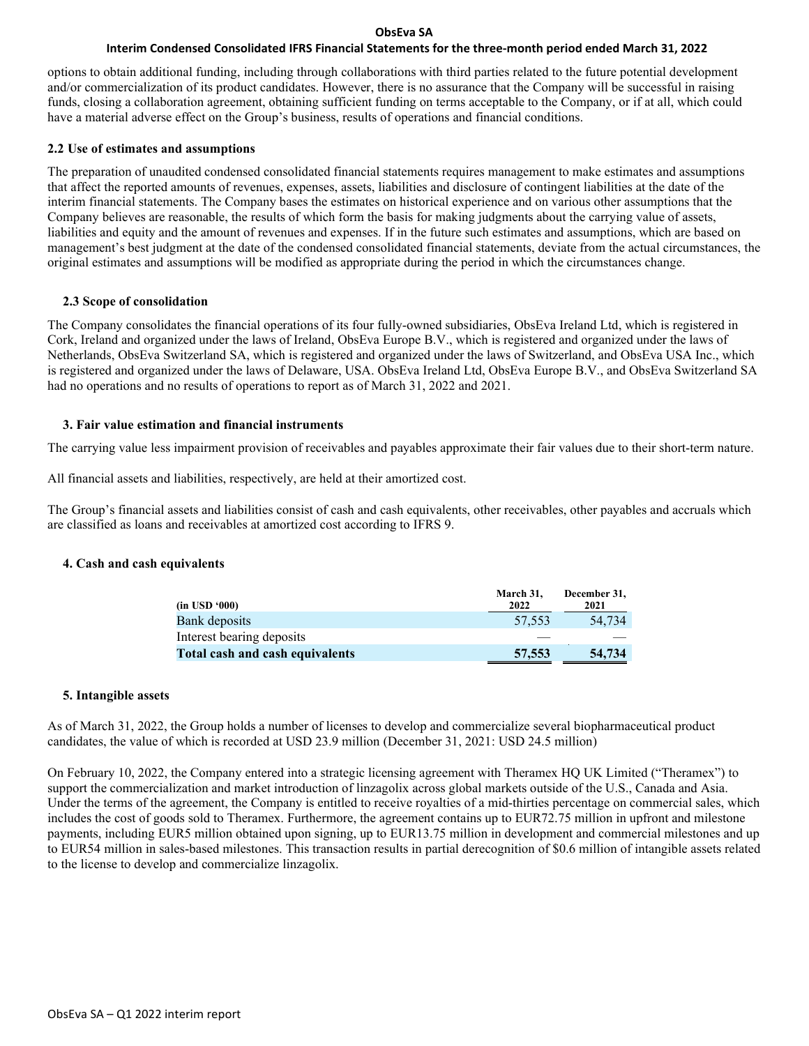options to obtain additional funding, including through collaborations with third parties related to the future potential development and/or commercialization of its product candidates. However, there is no assurance that the Company will be successful in raising funds, closing a collaboration agreement, obtaining sufficient funding on terms acceptable to the Company, or if at all, which could have a material adverse effect on the Group's business, results of operations and financial conditions.

### 2.2 Use of estimates and assumptions

The preparation of unaudited condensed consolidated financial statements requires management to make estimates and assumptions that affect the reported amounts of revenues, expenses, assets, liabilities and disclosure of contingent liabilities at the date of the interim financial statements. The Company bases the estimates on historical experience and on various other assumptions that the Company believes are reasonable, the results of which form the basis for making judgments about the carrying value of assets, liabilities and equity and the amount of revenues and expenses. If in the future such estimates and assumptions, which are based on management's best judgment at the date of the condensed consolidated financial statements, deviate from the actual circumstances, the original estimates and assumptions will be modified as appropriate during the period in which the circumstances change.

### 2.3 Scope of consolidation

The Company consolidates the financial operations of its four fully-owned subsidiaries, ObsEva Ireland Ltd, which is registered in Cork, Ireland and organized under the laws of Ireland, ObsEva Europe B.V., which is registered and organized under the laws of Netherlands, ObsEva Switzerland SA, which is registered and organized under the laws of Switzerland, and ObsEva USA Inc., which is registered and organized under the laws of Delaware, USA. ObsEva Ireland Ltd, ObsEva Europe B.V., and ObsEva Switzerland SA had no operations and no results of operations to report as of March 31, 2022 and 2021.

## 3. Fair value estimation and financial instruments

The carrying value less impairment provision of receivables and payables approximate their fair values due to their short-term nature.

All financial assets and liabilities, respectively, are held at their amortized cost.

The Group's financial assets and liabilities consist of cash and cash equivalents, other receivables, other payables and accruals which are classified as loans and receivables at amortized cost according to IFRS 9.

## 4. Cash and cash equivalents

| (in USD '000) | March 31, 2022 | December 31, 2021 |
|---|---|---|
| Bank deposits | 57,553 | 54,734 |
| Interest bearing deposits | — | — |
| **Total cash and cash equivalents** | **57,553** | **54,734** |

## 5. Intangible assets

As of March 31, 2022, the Group holds a number of licenses to develop and commercialize several biopharmaceutical product candidates, the value of which is recorded at USD 23.9 million (December 31, 2021: USD 24.5 million)

On February 10, 2022, the Company entered into a strategic licensing agreement with Theramex HQ UK Limited ("Theramex") to support the commercialization and market introduction of linzagolix across global markets outside of the U.S., Canada and Asia. Under the terms of the agreement, the Company is entitled to receive royalties of a mid-thirties percentage on commercial sales, which includes the cost of goods sold to Theramex. Furthermore, the agreement contains up to EUR72.75 million in upfront and milestone payments, including EUR5 million obtained upon signing, up to EUR13.75 million in development and commercial milestones and up to EUR54 million in sales-based milestones. This transaction results in partial derecognition of $0.6 million of intangible assets related to the license to develop and commercialize linzagolix.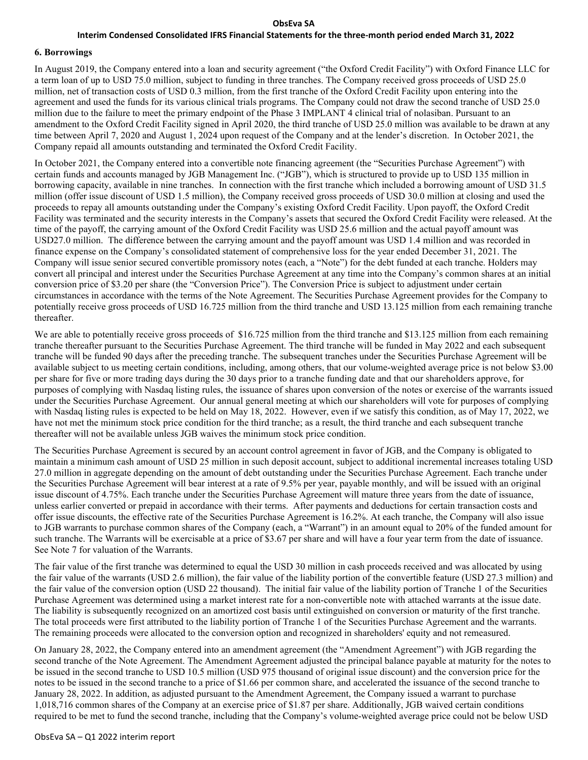## 6. Borrowings

In August 2019, the Company entered into a loan and security agreement ("the Oxford Credit Facility") with Oxford Finance LLC for a term loan of up to USD 75.0 million, subject to funding in three tranches. The Company received gross proceeds of USD 25.0 million, net of transaction costs of USD 0.3 million, from the first tranche of the Oxford Credit Facility upon entering into the agreement and used the funds for its various clinical trials programs. The Company could not draw the second tranche of USD 25.0 million due to the failure to meet the primary endpoint of the Phase 3 IMPLANT 4 clinical trial of nolasiban. Pursuant to an amendment to the Oxford Credit Facility signed in April 2020, the third tranche of USD 25.0 million was available to be drawn at any time between April 7, 2020 and August 1, 2024 upon request of the Company and at the lender's discretion. In October 2021, the Company repaid all amounts outstanding and terminated the Oxford Credit Facility.

In October 2021, the Company entered into a convertible note financing agreement (the "Securities Purchase Agreement") with certain funds and accounts managed by JGB Management Inc. ("JGB"), which is structured to provide up to USD 135 million in borrowing capacity, available in nine tranches. In connection with the first tranche which included a borrowing amount of USD 31.5 million (offer issue discount of USD 1.5 million), the Company received gross proceeds of USD 30.0 million at closing and used the proceeds to repay all amounts outstanding under the Company's existing Oxford Credit Facility. Upon payoff, the Oxford Credit Facility was terminated and the security interests in the Company's assets that secured the Oxford Credit Facility were released. At the time of the payoff, the carrying amount of the Oxford Credit Facility was USD 25.6 million and the actual payoff amount was USD27.0 million. The difference between the carrying amount and the payoff amount was USD 1.4 million and was recorded in finance expense on the Company's consolidated statement of comprehensive loss for the year ended December 31, 2021. The Company will issue senior secured convertible promissory notes (each, a "Note") for the debt funded at each tranche. Holders may convert all principal and interest under the Securities Purchase Agreement at any time into the Company's common shares at an initial conversion price of $3.20 per share (the "Conversion Price"). The Conversion Price is subject to adjustment under certain circumstances in accordance with the terms of the Note Agreement. The Securities Purchase Agreement provides for the Company to potentially receive gross proceeds of USD 16.725 million from the third tranche and USD 13.125 million from each remaining tranche thereafter.

We are able to potentially receive gross proceeds of $16.725 million from the third tranche and $13.125 million from each remaining tranche thereafter pursuant to the Securities Purchase Agreement. The third tranche will be funded in May 2022 and each subsequent tranche will be funded 90 days after the preceding tranche. The subsequent tranches under the Securities Purchase Agreement will be available subject to us meeting certain conditions, including, among others, that our volume-weighted average price is not below $3.00 per share for five or more trading days during the 30 days prior to a tranche funding date and that our shareholders approve, for purposes of complying with Nasdaq listing rules, the issuance of shares upon conversion of the notes or exercise of the warrants issued under the Securities Purchase Agreement. Our annual general meeting at which our shareholders will vote for purposes of complying with Nasdaq listing rules is expected to be held on May 18, 2022. However, even if we satisfy this condition, as of May 17, 2022, we have not met the minimum stock price condition for the third tranche; as a result, the third tranche and each subsequent tranche thereafter will not be available unless JGB waives the minimum stock price condition.

The Securities Purchase Agreement is secured by an account control agreement in favor of JGB, and the Company is obligated to maintain a minimum cash amount of USD 25 million in such deposit account, subject to additional incremental increases totaling USD 27.0 million in aggregate depending on the amount of debt outstanding under the Securities Purchase Agreement. Each tranche under the Securities Purchase Agreement will bear interest at a rate of 9.5% per year, payable monthly, and will be issued with an original issue discount of 4.75%. Each tranche under the Securities Purchase Agreement will mature three years from the date of issuance, unless earlier converted or prepaid in accordance with their terms. After payments and deductions for certain transaction costs and offer issue discounts, the effective rate of the Securities Purchase Agreement is 16.2%. At each tranche, the Company will also issue to JGB warrants to purchase common shares of the Company (each, a "Warrant") in an amount equal to 20% of the funded amount for such tranche. The Warrants will be exercisable at a price of $3.67 per share and will have a four year term from the date of issuance. See Note 7 for valuation of the Warrants.

The fair value of the first tranche was determined to equal the USD 30 million in cash proceeds received and was allocated by using the fair value of the warrants (USD 2.6 million), the fair value of the liability portion of the convertible feature (USD 27.3 million) and the fair value of the conversion option (USD 22 thousand). The initial fair value of the liability portion of Tranche 1 of the Securities Purchase Agreement was determined using a market interest rate for a non-convertible note with attached warrants at the issue date. The liability is subsequently recognized on an amortized cost basis until extinguished on conversion or maturity of the first tranche. The total proceeds were first attributed to the liability portion of Tranche 1 of the Securities Purchase Agreement and the warrants. The remaining proceeds were allocated to the conversion option and recognized in shareholders' equity and not remeasured.

On January 28, 2022, the Company entered into an amendment agreement (the "Amendment Agreement") with JGB regarding the second tranche of the Note Agreement. The Amendment Agreement adjusted the principal balance payable at maturity for the notes to be issued in the second tranche to USD 10.5 million (USD 975 thousand of original issue discount) and the conversion price for the notes to be issued in the second tranche to a price of $1.66 per common share, and accelerated the issuance of the second tranche to January 28, 2022. In addition, as adjusted pursuant to the Amendment Agreement, the Company issued a warrant to purchase 1,018,716 common shares of the Company at an exercise price of $1.87 per share. Additionally, JGB waived certain conditions required to be met to fund the second tranche, including that the Company's volume-weighted average price could not be below USD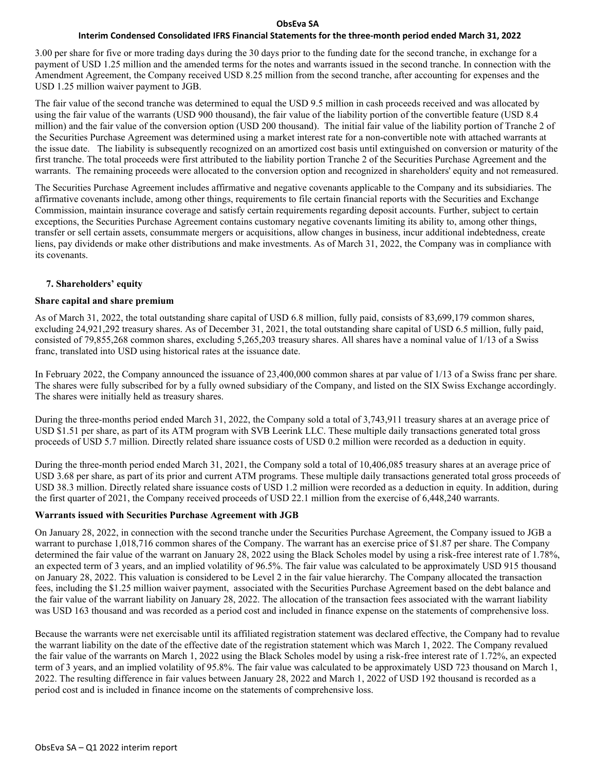3.00 per share for five or more trading days during the 30 days prior to the funding date for the second tranche, in exchange for a payment of USD 1.25 million and the amended terms for the notes and warrants issued in the second tranche. In connection with the Amendment Agreement, the Company received USD 8.25 million from the second tranche, after accounting for expenses and the USD 1.25 million waiver payment to JGB.

The fair value of the second tranche was determined to equal the USD 9.5 million in cash proceeds received and was allocated by using the fair value of the warrants (USD 900 thousand), the fair value of the liability portion of the convertible feature (USD 8.4 million) and the fair value of the conversion option (USD 200 thousand). The initial fair value of the liability portion of Tranche 2 of the Securities Purchase Agreement was determined using a market interest rate for a non-convertible note with attached warrants at the issue date. The liability is subsequently recognized on an amortized cost basis until extinguished on conversion or maturity of the first tranche. The total proceeds were first attributed to the liability portion Tranche 2 of the Securities Purchase Agreement and the warrants. The remaining proceeds were allocated to the conversion option and recognized in shareholders' equity and not remeasured.

The Securities Purchase Agreement includes affirmative and negative covenants applicable to the Company and its subsidiaries. The affirmative covenants include, among other things, requirements to file certain financial reports with the Securities and Exchange Commission, maintain insurance coverage and satisfy certain requirements regarding deposit accounts. Further, subject to certain exceptions, the Securities Purchase Agreement contains customary negative covenants limiting its ability to, among other things, transfer or sell certain assets, consummate mergers or acquisitions, allow changes in business, incur additional indebtedness, create liens, pay dividends or make other distributions and make investments. As of March 31, 2022, the Company was in compliance with its covenants.

## 7. Shareholders' equity

### Share capital and share premium

As of March 31, 2022, the total outstanding share capital of USD 6.8 million, fully paid, consists of 83,699,179 common shares, excluding 24,921,292 treasury shares. As of December 31, 2021, the total outstanding share capital of USD 6.5 million, fully paid, consisted of 79,855,268 common shares, excluding 5,265,203 treasury shares. All shares have a nominal value of 1/13 of a Swiss franc, translated into USD using historical rates at the issuance date.

In February 2022, the Company announced the issuance of 23,400,000 common shares at par value of 1/13 of a Swiss franc per share. The shares were fully subscribed for by a fully owned subsidiary of the Company, and listed on the SIX Swiss Exchange accordingly. The shares were initially held as treasury shares.

During the three-months period ended March 31, 2022, the Company sold a total of 3,743,911 treasury shares at an average price of USD $1.51 per share, as part of its ATM program with SVB Leerink LLC. These multiple daily transactions generated total gross proceeds of USD 5.7 million. Directly related share issuance costs of USD 0.2 million were recorded as a deduction in equity.

During the three-month period ended March 31, 2021, the Company sold a total of 10,406,085 treasury shares at an average price of USD 3.68 per share, as part of its prior and current ATM programs. These multiple daily transactions generated total gross proceeds of USD 38.3 million. Directly related share issuance costs of USD 1.2 million were recorded as a deduction in equity. In addition, during the first quarter of 2021, the Company received proceeds of USD 22.1 million from the exercise of 6,448,240 warrants.

### Warrants issued with Securities Purchase Agreement with JGB

On January 28, 2022, in connection with the second tranche under the Securities Purchase Agreement, the Company issued to JGB a warrant to purchase 1,018,716 common shares of the Company. The warrant has an exercise price of $1.87 per share. The Company determined the fair value of the warrant on January 28, 2022 using the Black Scholes model by using a risk-free interest rate of 1.78%, an expected term of 3 years, and an implied volatility of 96.5%. The fair value was calculated to be approximately USD 915 thousand on January 28, 2022. This valuation is considered to be Level 2 in the fair value hierarchy. The Company allocated the transaction fees, including the $1.25 million waiver payment, associated with the Securities Purchase Agreement based on the debt balance and the fair value of the warrant liability on January 28, 2022. The allocation of the transaction fees associated with the warrant liability was USD 163 thousand and was recorded as a period cost and included in finance expense on the statements of comprehensive loss.

Because the warrants were net exercisable until its affiliated registration statement was declared effective, the Company had to revalue the warrant liability on the date of the effective date of the registration statement which was March 1, 2022. The Company revalued the fair value of the warrants on March 1, 2022 using the Black Scholes model by using a risk-free interest rate of 1.72%, an expected term of 3 years, and an implied volatility of 95.8%. The fair value was calculated to be approximately USD 723 thousand on March 1, 2022. The resulting difference in fair values between January 28, 2022 and March 1, 2022 of USD 192 thousand is recorded as a period cost and is included in finance income on the statements of comprehensive loss.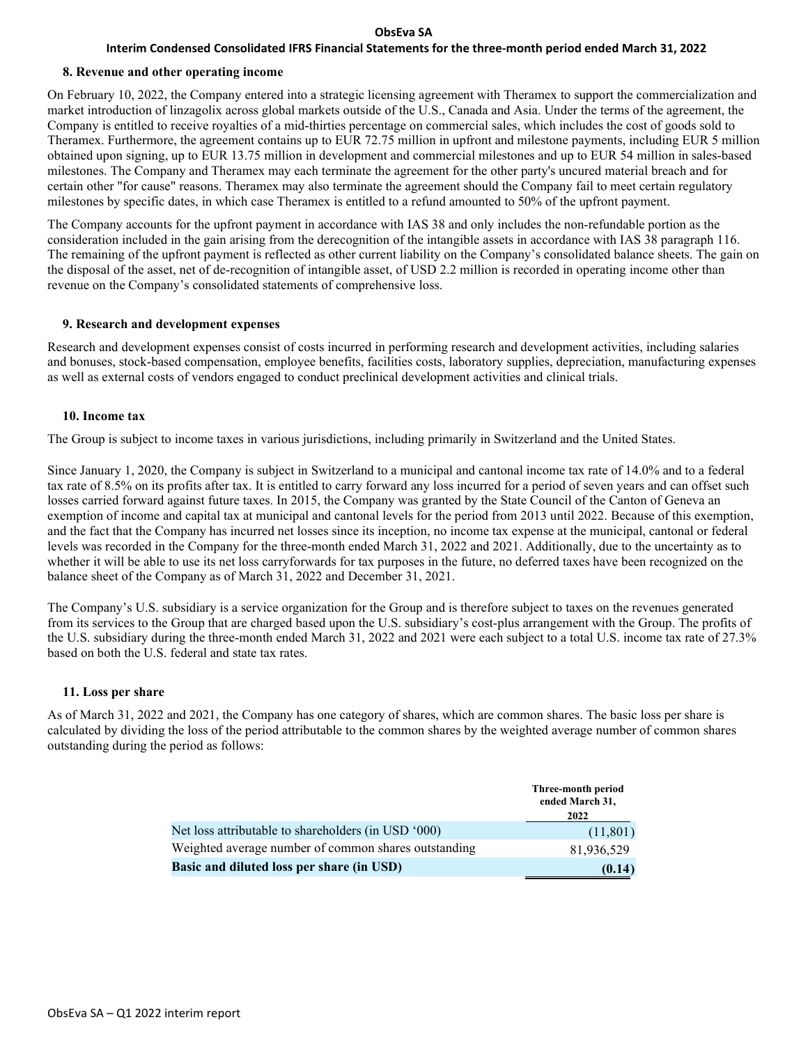### 8. Revenue and other operating income

On February 10, 2022, the Company entered into a strategic licensing agreement with Theramex to support the commercialization and market introduction of linzagolix across global markets outside of the U.S., Canada and Asia. Under the terms of the agreement, the Company is entitled to receive royalties of a mid-thirties percentage on commercial sales, which includes the cost of goods sold to Theramex. Furthermore, the agreement contains up to EUR 72.75 million in upfront and milestone payments, including EUR 5 million obtained upon signing, up to EUR 13.75 million in development and commercial milestones and up to EUR 54 million in sales-based milestones. The Company and Theramex may each terminate the agreement for the other party's uncured material breach and for certain other "for cause" reasons. Theramex may also terminate the agreement should the Company fail to meet certain regulatory milestones by specific dates, in which case Theramex is entitled to a refund amounted to 50% of the upfront payment.

The Company accounts for the upfront payment in accordance with IAS 38 and only includes the non-refundable portion as the consideration included in the gain arising from the derecognition of the intangible assets in accordance with IAS 38 paragraph 116. The remaining of the upfront payment is reflected as other current liability on the Company's consolidated balance sheets. The gain on the disposal of the asset, net of de-recognition of intangible asset, of USD 2.2 million is recorded in operating income other than revenue on the Company's consolidated statements of comprehensive loss.

### 9. Research and development expenses

Research and development expenses consist of costs incurred in performing research and development activities, including salaries and bonuses, stock-based compensation, employee benefits, facilities costs, laboratory supplies, depreciation, manufacturing expenses as well as external costs of vendors engaged to conduct preclinical development activities and clinical trials.

### 10. Income tax

The Group is subject to income taxes in various jurisdictions, including primarily in Switzerland and the United States.

Since January 1, 2020, the Company is subject in Switzerland to a municipal and cantonal income tax rate of 14.0% and to a federal tax rate of 8.5% on its profits after tax. It is entitled to carry forward any loss incurred for a period of seven years and can offset such losses carried forward against future taxes. In 2015, the Company was granted by the State Council of the Canton of Geneva an exemption of income and capital tax at municipal and cantonal levels for the period from 2013 until 2022. Because of this exemption, and the fact that the Company has incurred net losses since its inception, no income tax expense at the municipal, cantonal or federal levels was recorded in the Company for the three-month ended March 31, 2022 and 2021. Additionally, due to the uncertainty as to whether it will be able to use its net loss carryforwards for tax purposes in the future, no deferred taxes have been recognized on the balance sheet of the Company as of March 31, 2022 and December 31, 2021.

The Company's U.S. subsidiary is a service organization for the Group and is therefore subject to taxes on the revenues generated from its services to the Group that are charged based upon the U.S. subsidiary's cost-plus arrangement with the Group. The profits of the U.S. subsidiary during the three-month ended March 31, 2022 and 2021 were each subject to a total U.S. income tax rate of 27.3% based on both the U.S. federal and state tax rates.

### 11. Loss per share

As of March 31, 2022 and 2021, the Company has one category of shares, which are common shares. The basic loss per share is calculated by dividing the loss of the period attributable to the common shares by the weighted average number of common shares outstanding during the period as follows:

| | Three-month period ended March 31, 2022 |
|---|---|
| Net loss attributable to shareholders (in USD '000) | (11,801) |
| Weighted average number of common shares outstanding | 81,936,529 |
| **Basic and diluted loss per share (in USD)** | **(0.14)** |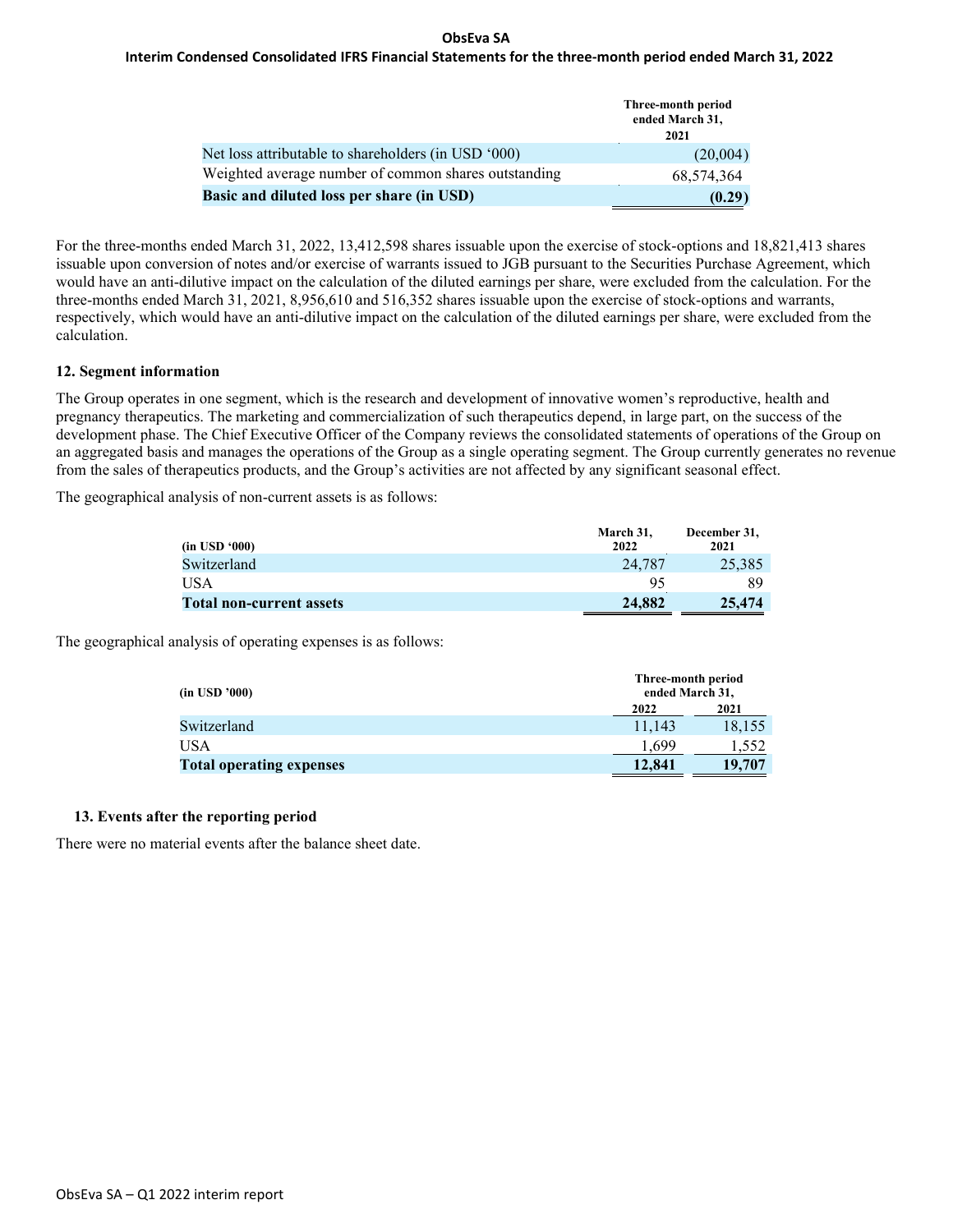| | Three-month period ended March 31, 2021 |
|---|---|
| Net loss attributable to shareholders (in USD '000) | (20,004) |
| Weighted average number of common shares outstanding | 68,574,364 |
| **Basic and diluted loss per share (in USD)** | **(0.29)** |

For the three-months ended March 31, 2022, 13,412,598 shares issuable upon the exercise of stock-options and 18,821,413 shares issuable upon conversion of notes and/or exercise of warrants issued to JGB pursuant to the Securities Purchase Agreement, which would have an anti-dilutive impact on the calculation of the diluted earnings per share, were excluded from the calculation. For the three-months ended March 31, 2021, 8,956,610 and 516,352 shares issuable upon the exercise of stock-options and warrants, respectively, which would have an anti-dilutive impact on the calculation of the diluted earnings per share, were excluded from the calculation.

## 12. Segment information

The Group operates in one segment, which is the research and development of innovative women's reproductive, health and pregnancy therapeutics. The marketing and commercialization of such therapeutics depend, in large part, on the success of the development phase. The Chief Executive Officer of the Company reviews the consolidated statements of operations of the Group on an aggregated basis and manages the operations of the Group as a single operating segment. The Group currently generates no revenue from the sales of therapeutics products, and the Group's activities are not affected by any significant seasonal effect.

The geographical analysis of non-current assets is as follows:

| (in USD '000) | March 31, 2022 | December 31, 2021 |
|---|---|---|
| Switzerland | 24,787 | 25,385 |
| USA | 95 | 89 |
| **Total non-current assets** | **24,882** | **25,474** |

The geographical analysis of operating expenses is as follows:

| (in USD '000) | Three-month period ended March 31, | |
|---|---|---|
| | 2022 | 2021 |
| Switzerland | 11,143 | 18,155 |
| USA | 1,699 | 1,552 |
| **Total operating expenses** | **12,841** | **19,707** |

## 13. Events after the reporting period

There were no material events after the balance sheet date.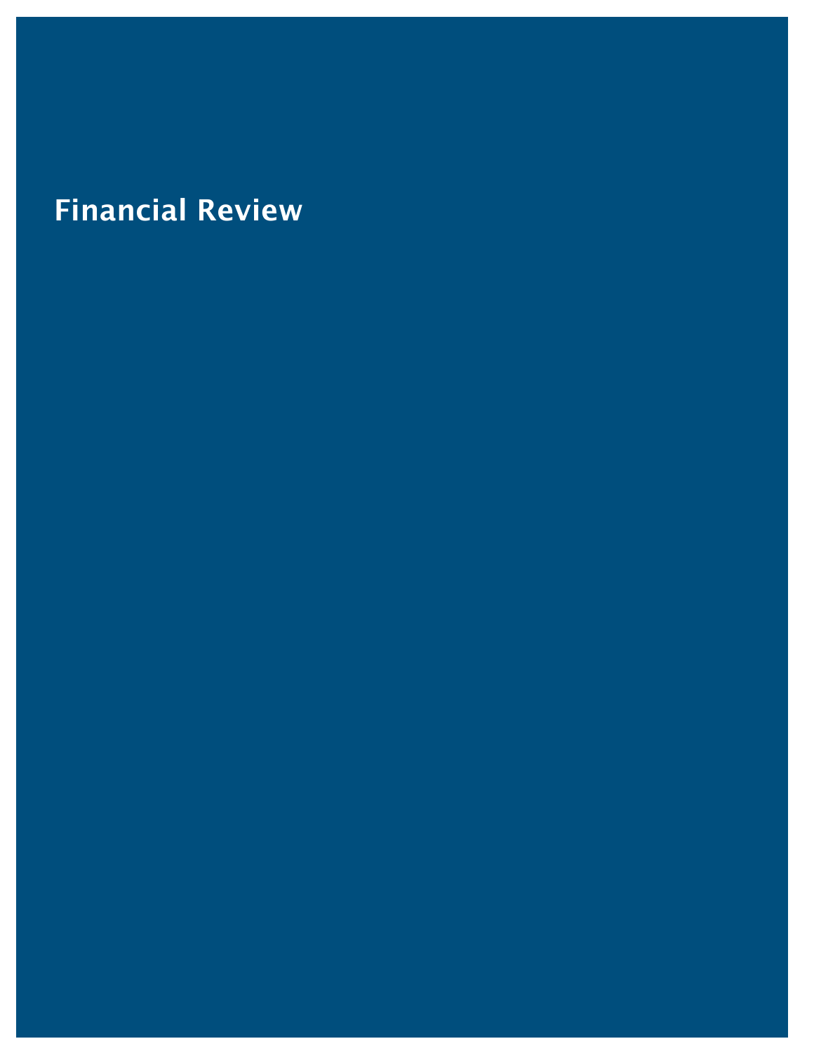# Financial Review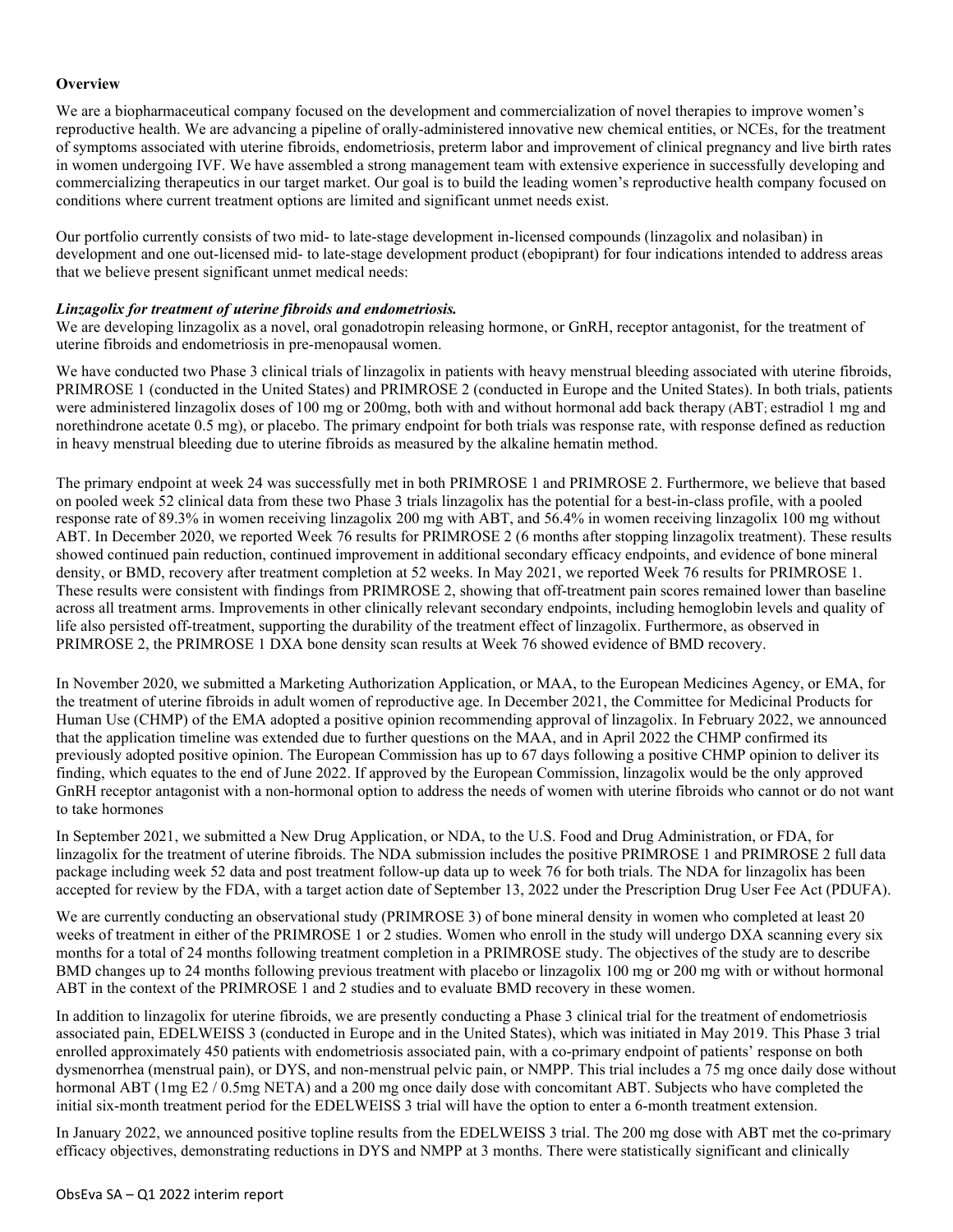**Overview**

We are a biopharmaceutical company focused on the development and commercialization of novel therapies to improve women's reproductive health. We are advancing a pipeline of orally-administered innovative new chemical entities, or NCEs, for the treatment of symptoms associated with uterine fibroids, endometriosis, preterm labor and improvement of clinical pregnancy and live birth rates in women undergoing IVF. We have assembled a strong management team with extensive experience in successfully developing and commercializing therapeutics in our target market. Our goal is to build the leading women's reproductive health company focused on conditions where current treatment options are limited and significant unmet needs exist.

Our portfolio currently consists of two mid- to late-stage development in-licensed compounds (linzagolix and nolasiban) in development and one out-licensed mid- to late-stage development product (ebopiprant) for four indications intended to address areas that we believe present significant unmet medical needs:

***Linzagolix for treatment of uterine fibroids and endometriosis.***

We are developing linzagolix as a novel, oral gonadotropin releasing hormone, or GnRH, receptor antagonist, for the treatment of uterine fibroids and endometriosis in pre-menopausal women.

We have conducted two Phase 3 clinical trials of linzagolix in patients with heavy menstrual bleeding associated with uterine fibroids, PRIMROSE 1 (conducted in the United States) and PRIMROSE 2 (conducted in Europe and the United States). In both trials, patients were administered linzagolix doses of 100 mg or 200mg, both with and without hormonal add back therapy (ABT; estradiol 1 mg and norethindrone acetate 0.5 mg), or placebo. The primary endpoint for both trials was response rate, with response defined as reduction in heavy menstrual bleeding due to uterine fibroids as measured by the alkaline hematin method.

The primary endpoint at week 24 was successfully met in both PRIMROSE 1 and PRIMROSE 2. Furthermore, we believe that based on pooled week 52 clinical data from these two Phase 3 trials linzagolix has the potential for a best-in-class profile, with a pooled response rate of 89.3% in women receiving linzagolix 200 mg with ABT, and 56.4% in women receiving linzagolix 100 mg without ABT. In December 2020, we reported Week 76 results for PRIMROSE 2 (6 months after stopping linzagolix treatment). These results showed continued pain reduction, continued improvement in additional secondary efficacy endpoints, and evidence of bone mineral density, or BMD, recovery after treatment completion at 52 weeks. In May 2021, we reported Week 76 results for PRIMROSE 1. These results were consistent with findings from PRIMROSE 2, showing that off-treatment pain scores remained lower than baseline across all treatment arms. Improvements in other clinically relevant secondary endpoints, including hemoglobin levels and quality of life also persisted off-treatment, supporting the durability of the treatment effect of linzagolix. Furthermore, as observed in PRIMROSE 2, the PRIMROSE 1 DXA bone density scan results at Week 76 showed evidence of BMD recovery.

In November 2020, we submitted a Marketing Authorization Application, or MAA, to the European Medicines Agency, or EMA, for the treatment of uterine fibroids in adult women of reproductive age. In December 2021, the Committee for Medicinal Products for Human Use (CHMP) of the EMA adopted a positive opinion recommending approval of linzagolix. In February 2022, we announced that the application timeline was extended due to further questions on the MAA, and in April 2022 the CHMP confirmed its previously adopted positive opinion. The European Commission has up to 67 days following a positive CHMP opinion to deliver its finding, which equates to the end of June 2022. If approved by the European Commission, linzagolix would be the only approved GnRH receptor antagonist with a non-hormonal option to address the needs of women with uterine fibroids who cannot or do not want to take hormones

In September 2021, we submitted a New Drug Application, or NDA, to the U.S. Food and Drug Administration, or FDA, for linzagolix for the treatment of uterine fibroids. The NDA submission includes the positive PRIMROSE 1 and PRIMROSE 2 full data package including week 52 data and post treatment follow-up data up to week 76 for both trials. The NDA for linzagolix has been accepted for review by the FDA, with a target action date of September 13, 2022 under the Prescription Drug User Fee Act (PDUFA).

We are currently conducting an observational study (PRIMROSE 3) of bone mineral density in women who completed at least 20 weeks of treatment in either of the PRIMROSE 1 or 2 studies. Women who enroll in the study will undergo DXA scanning every six months for a total of 24 months following treatment completion in a PRIMROSE study. The objectives of the study are to describe BMD changes up to 24 months following previous treatment with placebo or linzagolix 100 mg or 200 mg with or without hormonal ABT in the context of the PRIMROSE 1 and 2 studies and to evaluate BMD recovery in these women.

In addition to linzagolix for uterine fibroids, we are presently conducting a Phase 3 clinical trial for the treatment of endometriosis associated pain, EDELWEISS 3 (conducted in Europe and in the United States), which was initiated in May 2019. This Phase 3 trial enrolled approximately 450 patients with endometriosis associated pain, with a co-primary endpoint of patients' response on both dysmenorrhea (menstrual pain), or DYS, and non-menstrual pelvic pain, or NMPP. This trial includes a 75 mg once daily dose without hormonal ABT (1mg E2 / 0.5mg NETA) and a 200 mg once daily dose with concomitant ABT. Subjects who have completed the initial six-month treatment period for the EDELWEISS 3 trial will have the option to enter a 6-month treatment extension.

In January 2022, we announced positive topline results from the EDELWEISS 3 trial. The 200 mg dose with ABT met the co-primary efficacy objectives, demonstrating reductions in DYS and NMPP at 3 months. There were statistically significant and clinically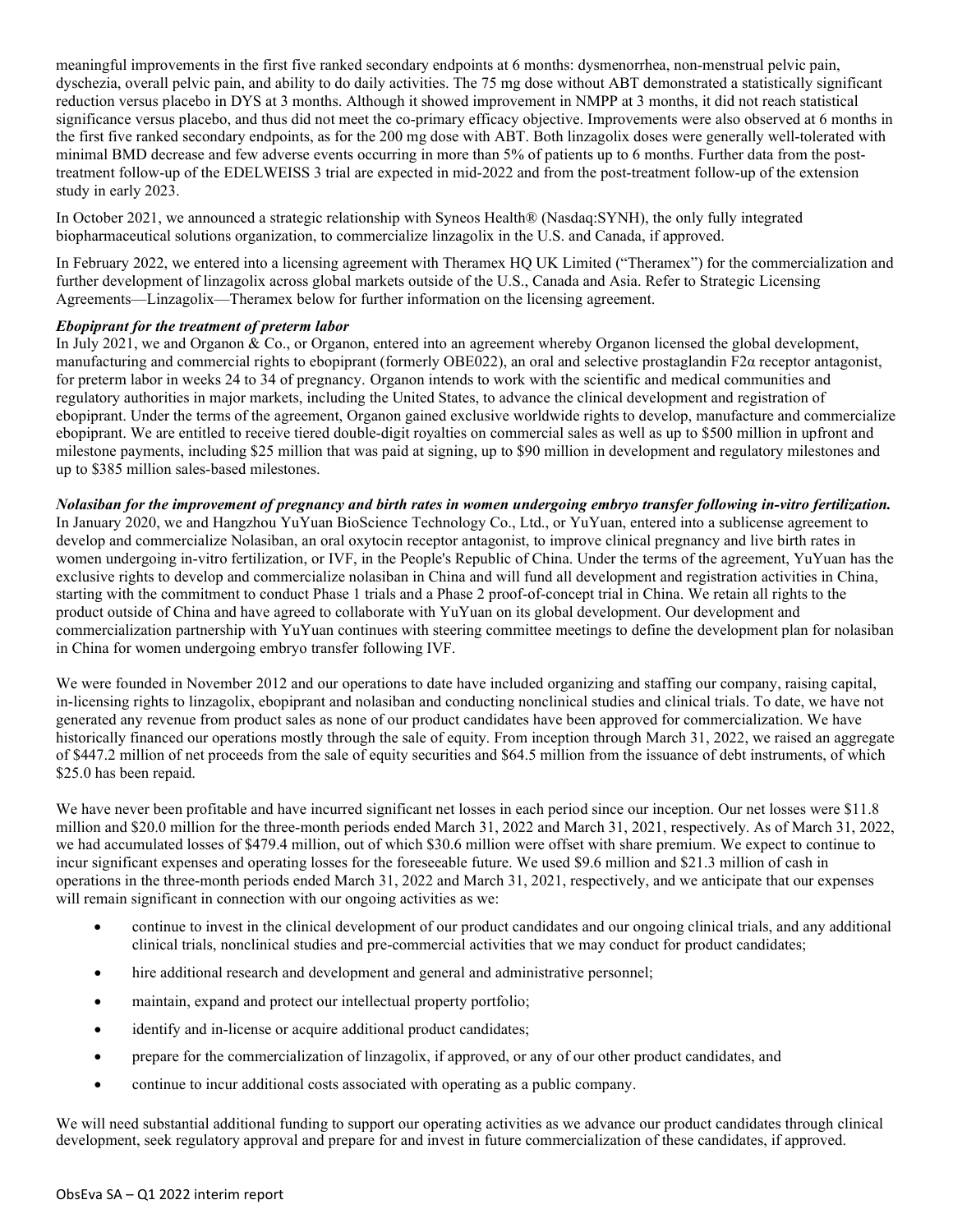meaningful improvements in the first five ranked secondary endpoints at 6 months: dysmenorrhea, non-menstrual pelvic pain, dyschezia, overall pelvic pain, and ability to do daily activities. The 75 mg dose without ABT demonstrated a statistically significant reduction versus placebo in DYS at 3 months. Although it showed improvement in NMPP at 3 months, it did not reach statistical significance versus placebo, and thus did not meet the co-primary efficacy objective. Improvements were also observed at 6 months in the first five ranked secondary endpoints, as for the 200 mg dose with ABT. Both linzagolix doses were generally well-tolerated with minimal BMD decrease and few adverse events occurring in more than 5% of patients up to 6 months. Further data from the post-treatment follow-up of the EDELWEISS 3 trial are expected in mid-2022 and from the post-treatment follow-up of the extension study in early 2023.

In October 2021, we announced a strategic relationship with Syneos Health® (Nasdaq:SYNH), the only fully integrated biopharmaceutical solutions organization, to commercialize linzagolix in the U.S. and Canada, if approved.

In February 2022, we entered into a licensing agreement with Theramex HQ UK Limited ("Theramex") for the commercialization and further development of linzagolix across global markets outside of the U.S., Canada and Asia. Refer to Strategic Licensing Agreements—Linzagolix—Theramex below for further information on the licensing agreement.

***Ebopiprant for the treatment of preterm labor***

In July 2021, we and Organon & Co., or Organon, entered into an agreement whereby Organon licensed the global development, manufacturing and commercial rights to ebopiprant (formerly OBE022), an oral and selective prostaglandin F2α receptor antagonist, for preterm labor in weeks 24 to 34 of pregnancy. Organon intends to work with the scientific and medical communities and regulatory authorities in major markets, including the United States, to advance the clinical development and registration of ebopiprant. Under the terms of the agreement, Organon gained exclusive worldwide rights to develop, manufacture and commercialize ebopiprant. We are entitled to receive tiered double-digit royalties on commercial sales as well as up to $500 million in upfront and milestone payments, including $25 million that was paid at signing, up to $90 million in development and regulatory milestones and up to $385 million sales-based milestones.

***Nolasiban for the improvement of pregnancy and birth rates in women undergoing embryo transfer following in-vitro fertilization.***

In January 2020, we and Hangzhou YuYuan BioScience Technology Co., Ltd., or YuYuan, entered into a sublicense agreement to develop and commercialize Nolasiban, an oral oxytocin receptor antagonist, to improve clinical pregnancy and live birth rates in women undergoing in-vitro fertilization, or IVF, in the People's Republic of China. Under the terms of the agreement, YuYuan has the exclusive rights to develop and commercialize nolasiban in China and will fund all development and registration activities in China, starting with the commitment to conduct Phase 1 trials and a Phase 2 proof-of-concept trial in China. We retain all rights to the product outside of China and have agreed to collaborate with YuYuan on its global development. Our development and commercialization partnership with YuYuan continues with steering committee meetings to define the development plan for nolasiban in China for women undergoing embryo transfer following IVF.

We were founded in November 2012 and our operations to date have included organizing and staffing our company, raising capital, in-licensing rights to linzagolix, ebopiprant and nolasiban and conducting nonclinical studies and clinical trials. To date, we have not generated any revenue from product sales as none of our product candidates have been approved for commercialization. We have historically financed our operations mostly through the sale of equity. From inception through March 31, 2022, we raised an aggregate of $447.2 million of net proceeds from the sale of equity securities and $64.5 million from the issuance of debt instruments, of which $25.0 has been repaid.

We have never been profitable and have incurred significant net losses in each period since our inception. Our net losses were $11.8 million and $20.0 million for the three-month periods ended March 31, 2022 and March 31, 2021, respectively. As of March 31, 2022, we had accumulated losses of $479.4 million, out of which $30.6 million were offset with share premium. We expect to continue to incur significant expenses and operating losses for the foreseeable future. We used $9.6 million and $21.3 million of cash in operations in the three-month periods ended March 31, 2022 and March 31, 2021, respectively, and we anticipate that our expenses will remain significant in connection with our ongoing activities as we:

- continue to invest in the clinical development of our product candidates and our ongoing clinical trials, and any additional clinical trials, nonclinical studies and pre-commercial activities that we may conduct for product candidates;
- hire additional research and development and general and administrative personnel;
- maintain, expand and protect our intellectual property portfolio;
- identify and in-license or acquire additional product candidates;
- prepare for the commercialization of linzagolix, if approved, or any of our other product candidates, and
- continue to incur additional costs associated with operating as a public company.

We will need substantial additional funding to support our operating activities as we advance our product candidates through clinical development, seek regulatory approval and prepare for and invest in future commercialization of these candidates, if approved.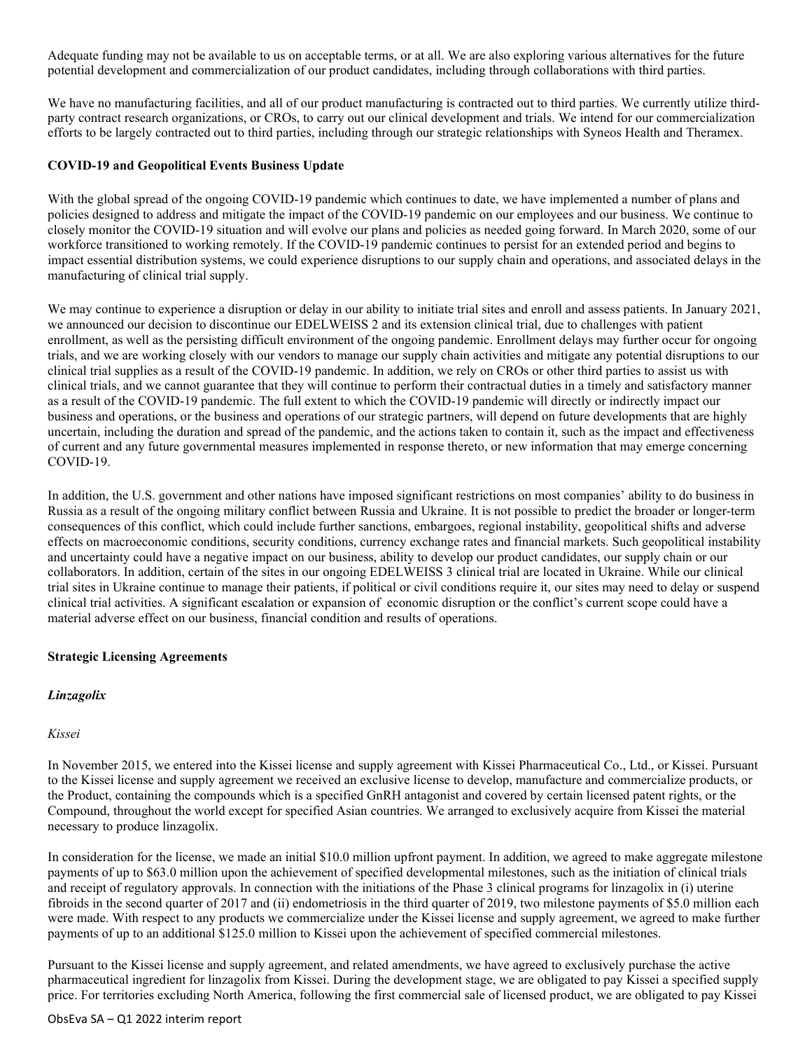Adequate funding may not be available to us on acceptable terms, or at all. We are also exploring various alternatives for the future potential development and commercialization of our product candidates, including through collaborations with third parties.

We have no manufacturing facilities, and all of our product manufacturing is contracted out to third parties. We currently utilize third-party contract research organizations, or CROs, to carry out our clinical development and trials. We intend for our commercialization efforts to be largely contracted out to third parties, including through our strategic relationships with Syneos Health and Theramex.

**COVID-19 and Geopolitical Events Business Update**

With the global spread of the ongoing COVID-19 pandemic which continues to date, we have implemented a number of plans and policies designed to address and mitigate the impact of the COVID-19 pandemic on our employees and our business. We continue to closely monitor the COVID-19 situation and will evolve our plans and policies as needed going forward. In March 2020, some of our workforce transitioned to working remotely. If the COVID-19 pandemic continues to persist for an extended period and begins to impact essential distribution systems, we could experience disruptions to our supply chain and operations, and associated delays in the manufacturing of clinical trial supply.

We may continue to experience a disruption or delay in our ability to initiate trial sites and enroll and assess patients. In January 2021, we announced our decision to discontinue our EDELWEISS 2 and its extension clinical trial, due to challenges with patient enrollment, as well as the persisting difficult environment of the ongoing pandemic. Enrollment delays may further occur for ongoing trials, and we are working closely with our vendors to manage our supply chain activities and mitigate any potential disruptions to our clinical trial supplies as a result of the COVID-19 pandemic. In addition, we rely on CROs or other third parties to assist us with clinical trials, and we cannot guarantee that they will continue to perform their contractual duties in a timely and satisfactory manner as a result of the COVID-19 pandemic. The full extent to which the COVID-19 pandemic will directly or indirectly impact our business and operations, or the business and operations of our strategic partners, will depend on future developments that are highly uncertain, including the duration and spread of the pandemic, and the actions taken to contain it, such as the impact and effectiveness of current and any future governmental measures implemented in response thereto, or new information that may emerge concerning COVID-19.

In addition, the U.S. government and other nations have imposed significant restrictions on most companies' ability to do business in Russia as a result of the ongoing military conflict between Russia and Ukraine. It is not possible to predict the broader or longer-term consequences of this conflict, which could include further sanctions, embargoes, regional instability, geopolitical shifts and adverse effects on macroeconomic conditions, security conditions, currency exchange rates and financial markets. Such geopolitical instability and uncertainty could have a negative impact on our business, ability to develop our product candidates, our supply chain or our collaborators. In addition, certain of the sites in our ongoing EDELWEISS 3 clinical trial are located in Ukraine. While our clinical trial sites in Ukraine continue to manage their patients, if political or civil conditions require it, our sites may need to delay or suspend clinical trial activities. A significant escalation or expansion of economic disruption or the conflict's current scope could have a material adverse effect on our business, financial condition and results of operations.

**Strategic Licensing Agreements**

***Linzagolix***

*Kissei*

In November 2015, we entered into the Kissei license and supply agreement with Kissei Pharmaceutical Co., Ltd., or Kissei. Pursuant to the Kissei license and supply agreement we received an exclusive license to develop, manufacture and commercialize products, or the Product, containing the compounds which is a specified GnRH antagonist and covered by certain licensed patent rights, or the Compound, throughout the world except for specified Asian countries. We arranged to exclusively acquire from Kissei the material necessary to produce linzagolix.

In consideration for the license, we made an initial $10.0 million upfront payment. In addition, we agreed to make aggregate milestone payments of up to $63.0 million upon the achievement of specified developmental milestones, such as the initiation of clinical trials and receipt of regulatory approvals. In connection with the initiations of the Phase 3 clinical programs for linzagolix in (i) uterine fibroids in the second quarter of 2017 and (ii) endometriosis in the third quarter of 2019, two milestone payments of $5.0 million each were made. With respect to any products we commercialize under the Kissei license and supply agreement, we agreed to make further payments of up to an additional $125.0 million to Kissei upon the achievement of specified commercial milestones.

Pursuant to the Kissei license and supply agreement, and related amendments, we have agreed to exclusively purchase the active pharmaceutical ingredient for linzagolix from Kissei. During the development stage, we are obligated to pay Kissei a specified supply price. For territories excluding North America, following the first commercial sale of licensed product, we are obligated to pay Kissei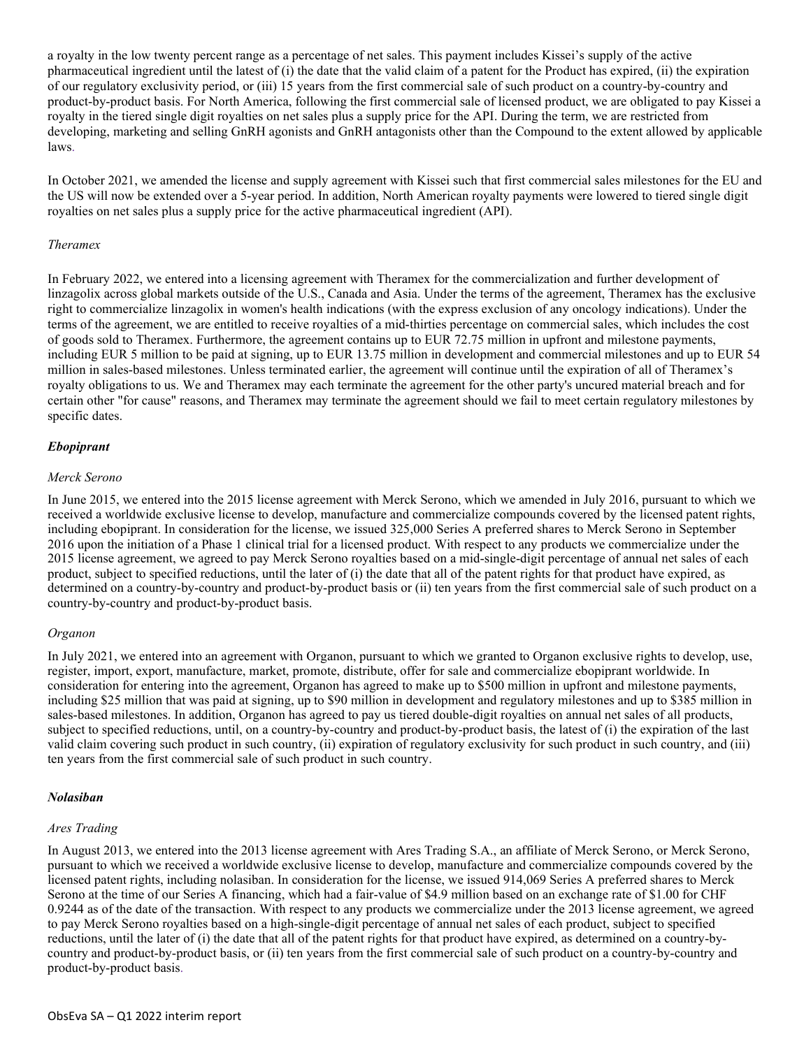a royalty in the low twenty percent range as a percentage of net sales. This payment includes Kissei's supply of the active pharmaceutical ingredient until the latest of (i) the date that the valid claim of a patent for the Product has expired, (ii) the expiration of our regulatory exclusivity period, or (iii) 15 years from the first commercial sale of such product on a country-by-country and product-by-product basis. For North America, following the first commercial sale of licensed product, we are obligated to pay Kissei a royalty in the tiered single digit royalties on net sales plus a supply price for the API. During the term, we are restricted from developing, marketing and selling GnRH agonists and GnRH antagonists other than the Compound to the extent allowed by applicable laws.

In October 2021, we amended the license and supply agreement with Kissei such that first commercial sales milestones for the EU and the US will now be extended over a 5-year period. In addition, North American royalty payments were lowered to tiered single digit royalties on net sales plus a supply price for the active pharmaceutical ingredient (API).

*Theramex*

In February 2022, we entered into a licensing agreement with Theramex for the commercialization and further development of linzagolix across global markets outside of the U.S., Canada and Asia. Under the terms of the agreement, Theramex has the exclusive right to commercialize linzagolix in women's health indications (with the express exclusion of any oncology indications). Under the terms of the agreement, we are entitled to receive royalties of a mid-thirties percentage on commercial sales, which includes the cost of goods sold to Theramex. Furthermore, the agreement contains up to EUR 72.75 million in upfront and milestone payments, including EUR 5 million to be paid at signing, up to EUR 13.75 million in development and commercial milestones and up to EUR 54 million in sales-based milestones. Unless terminated earlier, the agreement will continue until the expiration of all of Theramex's royalty obligations to us. We and Theramex may each terminate the agreement for the other party's uncured material breach and for certain other "for cause" reasons, and Theramex may terminate the agreement should we fail to meet certain regulatory milestones by specific dates.

***Ebopiprant***

*Merck Serono*

In June 2015, we entered into the 2015 license agreement with Merck Serono, which we amended in July 2016, pursuant to which we received a worldwide exclusive license to develop, manufacture and commercialize compounds covered by the licensed patent rights, including ebopiprant. In consideration for the license, we issued 325,000 Series A preferred shares to Merck Serono in September 2016 upon the initiation of a Phase 1 clinical trial for a licensed product. With respect to any products we commercialize under the 2015 license agreement, we agreed to pay Merck Serono royalties based on a mid-single-digit percentage of annual net sales of each product, subject to specified reductions, until the later of (i) the date that all of the patent rights for that product have expired, as determined on a country-by-country and product-by-product basis or (ii) ten years from the first commercial sale of such product on a country-by-country and product-by-product basis.

*Organon*

In July 2021, we entered into an agreement with Organon, pursuant to which we granted to Organon exclusive rights to develop, use, register, import, export, manufacture, market, promote, distribute, offer for sale and commercialize ebopiprant worldwide. In consideration for entering into the agreement, Organon has agreed to make up to $500 million in upfront and milestone payments, including $25 million that was paid at signing, up to $90 million in development and regulatory milestones and up to $385 million in sales-based milestones. In addition, Organon has agreed to pay us tiered double-digit royalties on annual net sales of all products, subject to specified reductions, until, on a country-by-country and product-by-product basis, the latest of (i) the expiration of the last valid claim covering such product in such country, (ii) expiration of regulatory exclusivity for such product in such country, and (iii) ten years from the first commercial sale of such product in such country.

***Nolasiban***

*Ares Trading*

In August 2013, we entered into the 2013 license agreement with Ares Trading S.A., an affiliate of Merck Serono, or Merck Serono, pursuant to which we received a worldwide exclusive license to develop, manufacture and commercialize compounds covered by the licensed patent rights, including nolasiban. In consideration for the license, we issued 914,069 Series A preferred shares to Merck Serono at the time of our Series A financing, which had a fair-value of $4.9 million based on an exchange rate of $1.00 for CHF 0.9244 as of the date of the transaction. With respect to any products we commercialize under the 2013 license agreement, we agreed to pay Merck Serono royalties based on a high-single-digit percentage of annual net sales of each product, subject to specified reductions, until the later of (i) the date that all of the patent rights for that product have expired, as determined on a country-by-country and product-by-product basis, or (ii) ten years from the first commercial sale of such product on a country-by-country and product-by-product basis.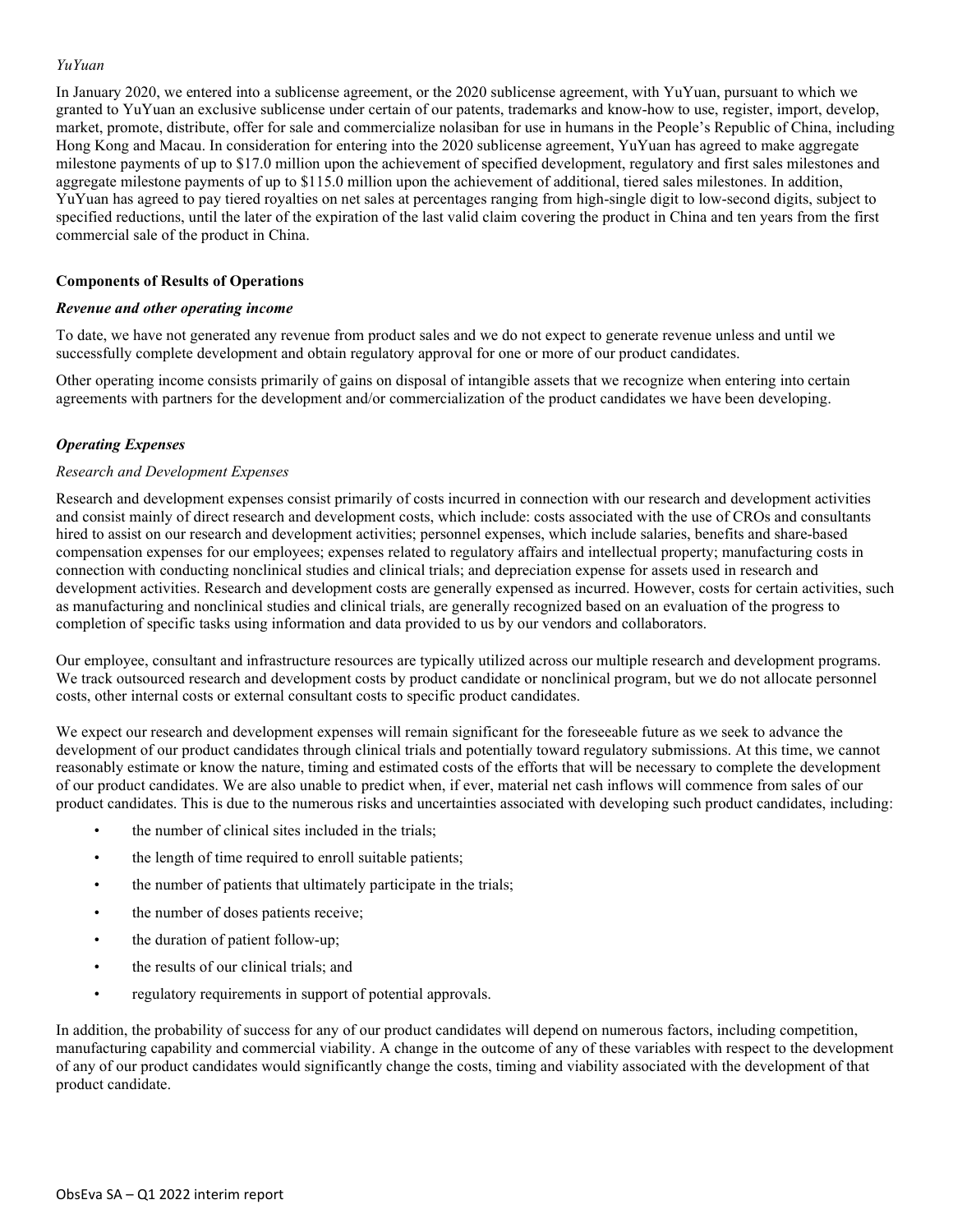*YuYuan*

In January 2020, we entered into a sublicense agreement, or the 2020 sublicense agreement, with YuYuan, pursuant to which we granted to YuYuan an exclusive sublicense under certain of our patents, trademarks and know-how to use, register, import, develop, market, promote, distribute, offer for sale and commercialize nolasiban for use in humans in the People's Republic of China, including Hong Kong and Macau. In consideration for entering into the 2020 sublicense agreement, YuYuan has agreed to make aggregate milestone payments of up to $17.0 million upon the achievement of specified development, regulatory and first sales milestones and aggregate milestone payments of up to $115.0 million upon the achievement of additional, tiered sales milestones. In addition, YuYuan has agreed to pay tiered royalties on net sales at percentages ranging from high-single digit to low-second digits, subject to specified reductions, until the later of the expiration of the last valid claim covering the product in China and ten years from the first commercial sale of the product in China.

## Components of Results of Operations

### *Revenue and other operating income*

To date, we have not generated any revenue from product sales and we do not expect to generate revenue unless and until we successfully complete development and obtain regulatory approval for one or more of our product candidates.

Other operating income consists primarily of gains on disposal of intangible assets that we recognize when entering into certain agreements with partners for the development and/or commercialization of the product candidates we have been developing.

### *Operating Expenses*

*Research and Development Expenses*

Research and development expenses consist primarily of costs incurred in connection with our research and development activities and consist mainly of direct research and development costs, which include: costs associated with the use of CROs and consultants hired to assist on our research and development activities; personnel expenses, which include salaries, benefits and share-based compensation expenses for our employees; expenses related to regulatory affairs and intellectual property; manufacturing costs in connection with conducting nonclinical studies and clinical trials; and depreciation expense for assets used in research and development activities. Research and development costs are generally expensed as incurred. However, costs for certain activities, such as manufacturing and nonclinical studies and clinical trials, are generally recognized based on an evaluation of the progress to completion of specific tasks using information and data provided to us by our vendors and collaborators.

Our employee, consultant and infrastructure resources are typically utilized across our multiple research and development programs. We track outsourced research and development costs by product candidate or nonclinical program, but we do not allocate personnel costs, other internal costs or external consultant costs to specific product candidates.

We expect our research and development expenses will remain significant for the foreseeable future as we seek to advance the development of our product candidates through clinical trials and potentially toward regulatory submissions. At this time, we cannot reasonably estimate or know the nature, timing and estimated costs of the efforts that will be necessary to complete the development of our product candidates. We are also unable to predict when, if ever, material net cash inflows will commence from sales of our product candidates. This is due to the numerous risks and uncertainties associated with developing such product candidates, including:

- the number of clinical sites included in the trials;
- the length of time required to enroll suitable patients;
- the number of patients that ultimately participate in the trials;
- the number of doses patients receive;
- the duration of patient follow-up;
- the results of our clinical trials; and
- regulatory requirements in support of potential approvals.

In addition, the probability of success for any of our product candidates will depend on numerous factors, including competition, manufacturing capability and commercial viability. A change in the outcome of any of these variables with respect to the development of any of our product candidates would significantly change the costs, timing and viability associated with the development of that product candidate.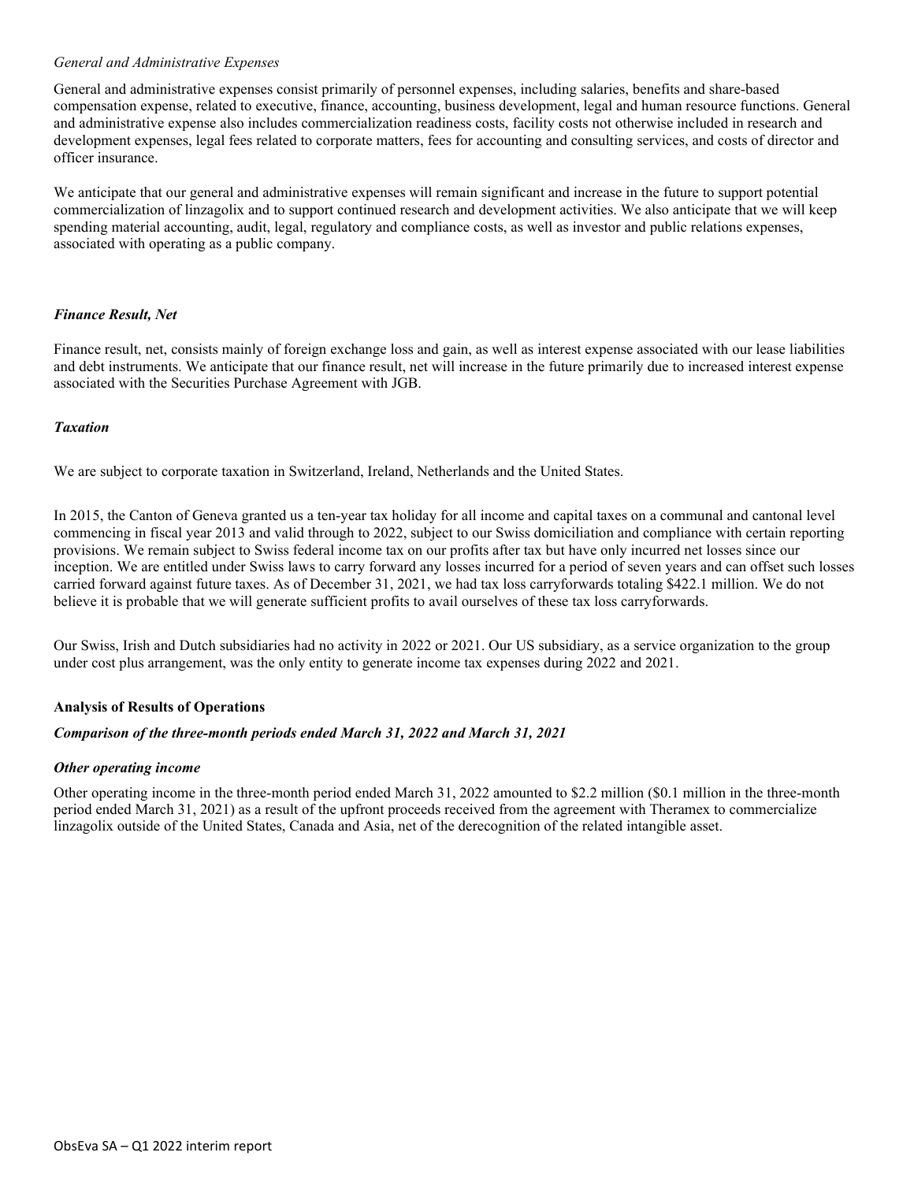*General and Administrative Expenses*

General and administrative expenses consist primarily of personnel expenses, including salaries, benefits and share-based compensation expense, related to executive, finance, accounting, business development, legal and human resource functions. General and administrative expense also includes commercialization readiness costs, facility costs not otherwise included in research and development expenses, legal fees related to corporate matters, fees for accounting and consulting services, and costs of director and officer insurance.

We anticipate that our general and administrative expenses will remain significant and increase in the future to support potential commercialization of linzagolix and to support continued research and development activities. We also anticipate that we will keep spending material accounting, audit, legal, regulatory and compliance costs, as well as investor and public relations expenses, associated with operating as a public company.

***Finance Result, Net***

Finance result, net, consists mainly of foreign exchange loss and gain, as well as interest expense associated with our lease liabilities and debt instruments. We anticipate that our finance result, net will increase in the future primarily due to increased interest expense associated with the Securities Purchase Agreement with JGB.

***Taxation***

We are subject to corporate taxation in Switzerland, Ireland, Netherlands and the United States.

In 2015, the Canton of Geneva granted us a ten-year tax holiday for all income and capital taxes on a communal and cantonal level commencing in fiscal year 2013 and valid through to 2022, subject to our Swiss domiciliation and compliance with certain reporting provisions. We remain subject to Swiss federal income tax on our profits after tax but have only incurred net losses since our inception. We are entitled under Swiss laws to carry forward any losses incurred for a period of seven years and can offset such losses carried forward against future taxes. As of December 31, 2021, we had tax loss carryforwards totaling $422.1 million. We do not believe it is probable that we will generate sufficient profits to avail ourselves of these tax loss carryforwards.

Our Swiss, Irish and Dutch subsidiaries had no activity in 2022 or 2021. Our US subsidiary, as a service organization to the group under cost plus arrangement, was the only entity to generate income tax expenses during 2022 and 2021.

**Analysis of Results of Operations**

***Comparison of the three-month periods ended March 31, 2022 and March 31, 2021***

***Other operating income***

Other operating income in the three-month period ended March 31, 2022 amounted to $2.2 million ($0.1 million in the three-month period ended March 31, 2021) as a result of the upfront proceeds received from the agreement with Theramex to commercialize linzagolix outside of the United States, Canada and Asia, net of the derecognition of the related intangible asset.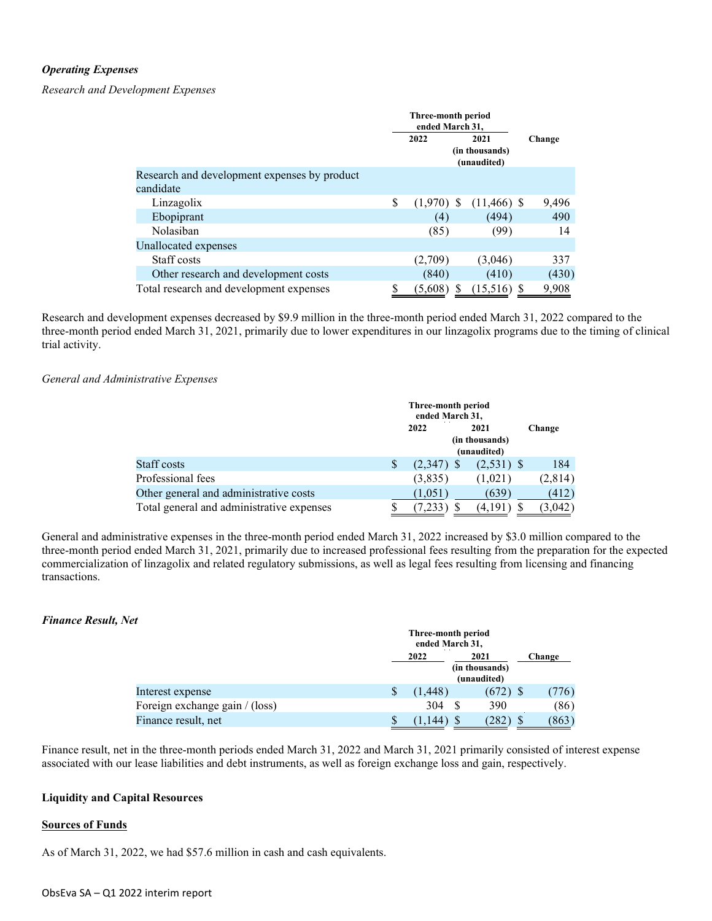***Operating Expenses***

*Research and Development Expenses*

| | Three-month period ended March 31, 2022 | 2021 (in thousands) (unaudited) | Change |
|---|---|---|---|
| Research and development expenses by product candidate | | | |
| Linzagolix | $ (1,970) | $ (11,466) | $ 9,496 |
| Ebopiprant | (4) | (494) | 490 |
| Nolasiban | (85) | (99) | 14 |
| Unallocated expenses | | | |
| Staff costs | (2,709) | (3,046) | 337 |
| Other research and development costs | (840) | (410) | (430) |
| Total research and development expenses | $ (5,608) | $ (15,516) | $ 9,908 |

Research and development expenses decreased by $9.9 million in the three-month period ended March 31, 2022 compared to the three-month period ended March 31, 2021, primarily due to lower expenditures in our linzagolix programs due to the timing of clinical trial activity.

*General and Administrative Expenses*

| | Three-month period ended March 31, 2022 | 2021 (in thousands) (unaudited) | Change |
|---|---|---|---|
| Staff costs | $ (2,347) | $ (2,531) | $ 184 |
| Professional fees | (3,835) | (1,021) | (2,814) |
| Other general and administrative costs | (1,051) | (639) | (412) |
| Total general and administrative expenses | $ (7,233) | $ (4,191) | $ (3,042) |

General and administrative expenses in the three-month period ended March 31, 2022 increased by $3.0 million compared to the three-month period ended March 31, 2021, primarily due to increased professional fees resulting from the preparation for the expected commercialization of linzagolix and related regulatory submissions, as well as legal fees resulting from licensing and financing transactions.

***Finance Result, Net***

| | Three-month period ended March 31, 2022 | 2021 (in thousands) (unaudited) | Change |
|---|---|---|---|
| Interest expense | $ (1,448) | (672) | $ (776) |
| Foreign exchange gain / (loss) | 304 | $ 390 | (86) |
| Finance result, net | $ (1,144) | $ (282) | $ (863) |

Finance result, net in the three-month periods ended March 31, 2022 and March 31, 2021 primarily consisted of interest expense associated with our lease liabilities and debt instruments, as well as foreign exchange loss and gain, respectively.

**Liquidity and Capital Resources**

**Sources of Funds**

As of March 31, 2022, we had $57.6 million in cash and cash equivalents.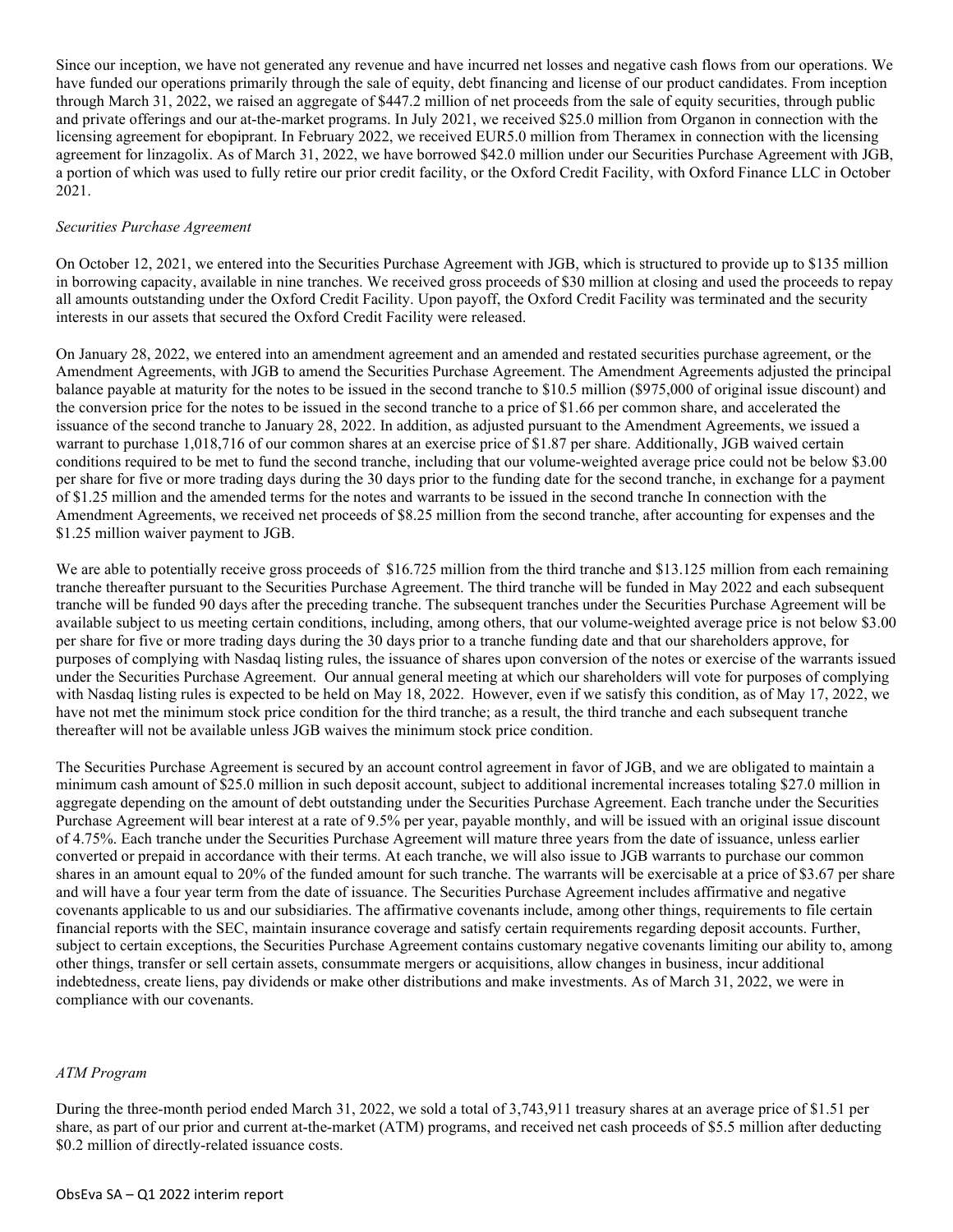Since our inception, we have not generated any revenue and have incurred net losses and negative cash flows from our operations. We have funded our operations primarily through the sale of equity, debt financing and license of our product candidates. From inception through March 31, 2022, we raised an aggregate of $447.2 million of net proceeds from the sale of equity securities, through public and private offerings and our at-the-market programs. In July 2021, we received $25.0 million from Organon in connection with the licensing agreement for ebopiprant. In February 2022, we received EUR5.0 million from Theramex in connection with the licensing agreement for linzagolix. As of March 31, 2022, we have borrowed $42.0 million under our Securities Purchase Agreement with JGB, a portion of which was used to fully retire our prior credit facility, or the Oxford Credit Facility, with Oxford Finance LLC in October 2021.

*Securities Purchase Agreement*

On October 12, 2021, we entered into the Securities Purchase Agreement with JGB, which is structured to provide up to $135 million in borrowing capacity, available in nine tranches. We received gross proceeds of $30 million at closing and used the proceeds to repay all amounts outstanding under the Oxford Credit Facility. Upon payoff, the Oxford Credit Facility was terminated and the security interests in our assets that secured the Oxford Credit Facility were released.

On January 28, 2022, we entered into an amendment agreement and an amended and restated securities purchase agreement, or the Amendment Agreements, with JGB to amend the Securities Purchase Agreement. The Amendment Agreements adjusted the principal balance payable at maturity for the notes to be issued in the second tranche to $10.5 million ($975,000 of original issue discount) and the conversion price for the notes to be issued in the second tranche to a price of $1.66 per common share, and accelerated the issuance of the second tranche to January 28, 2022. In addition, as adjusted pursuant to the Amendment Agreements, we issued a warrant to purchase 1,018,716 of our common shares at an exercise price of $1.87 per share. Additionally, JGB waived certain conditions required to be met to fund the second tranche, including that our volume-weighted average price could not be below $3.00 per share for five or more trading days during the 30 days prior to the funding date for the second tranche, in exchange for a payment of $1.25 million and the amended terms for the notes and warrants to be issued in the second tranche In connection with the Amendment Agreements, we received net proceeds of $8.25 million from the second tranche, after accounting for expenses and the $1.25 million waiver payment to JGB.

We are able to potentially receive gross proceeds of $16.725 million from the third tranche and $13.125 million from each remaining tranche thereafter pursuant to the Securities Purchase Agreement. The third tranche will be funded in May 2022 and each subsequent tranche will be funded 90 days after the preceding tranche. The subsequent tranches under the Securities Purchase Agreement will be available subject to us meeting certain conditions, including, among others, that our volume-weighted average price is not below $3.00 per share for five or more trading days during the 30 days prior to a tranche funding date and that our shareholders approve, for purposes of complying with Nasdaq listing rules, the issuance of shares upon conversion of the notes or exercise of the warrants issued under the Securities Purchase Agreement. Our annual general meeting at which our shareholders will vote for purposes of complying with Nasdaq listing rules is expected to be held on May 18, 2022. However, even if we satisfy this condition, as of May 17, 2022, we have not met the minimum stock price condition for the third tranche; as a result, the third tranche and each subsequent tranche thereafter will not be available unless JGB waives the minimum stock price condition.

The Securities Purchase Agreement is secured by an account control agreement in favor of JGB, and we are obligated to maintain a minimum cash amount of $25.0 million in such deposit account, subject to additional incremental increases totaling $27.0 million in aggregate depending on the amount of debt outstanding under the Securities Purchase Agreement. Each tranche under the Securities Purchase Agreement will bear interest at a rate of 9.5% per year, payable monthly, and will be issued with an original issue discount of 4.75%. Each tranche under the Securities Purchase Agreement will mature three years from the date of issuance, unless earlier converted or prepaid in accordance with their terms. At each tranche, we will also issue to JGB warrants to purchase our common shares in an amount equal to 20% of the funded amount for such tranche. The warrants will be exercisable at a price of $3.67 per share and will have a four year term from the date of issuance. The Securities Purchase Agreement includes affirmative and negative covenants applicable to us and our subsidiaries. The affirmative covenants include, among other things, requirements to file certain financial reports with the SEC, maintain insurance coverage and satisfy certain requirements regarding deposit accounts. Further, subject to certain exceptions, the Securities Purchase Agreement contains customary negative covenants limiting our ability to, among other things, transfer or sell certain assets, consummate mergers or acquisitions, allow changes in business, incur additional indebtedness, create liens, pay dividends or make other distributions and make investments. As of March 31, 2022, we were in compliance with our covenants.

*ATM Program*

During the three-month period ended March 31, 2022, we sold a total of 3,743,911 treasury shares at an average price of $1.51 per share, as part of our prior and current at-the-market (ATM) programs, and received net cash proceeds of $5.5 million after deducting $0.2 million of directly-related issuance costs.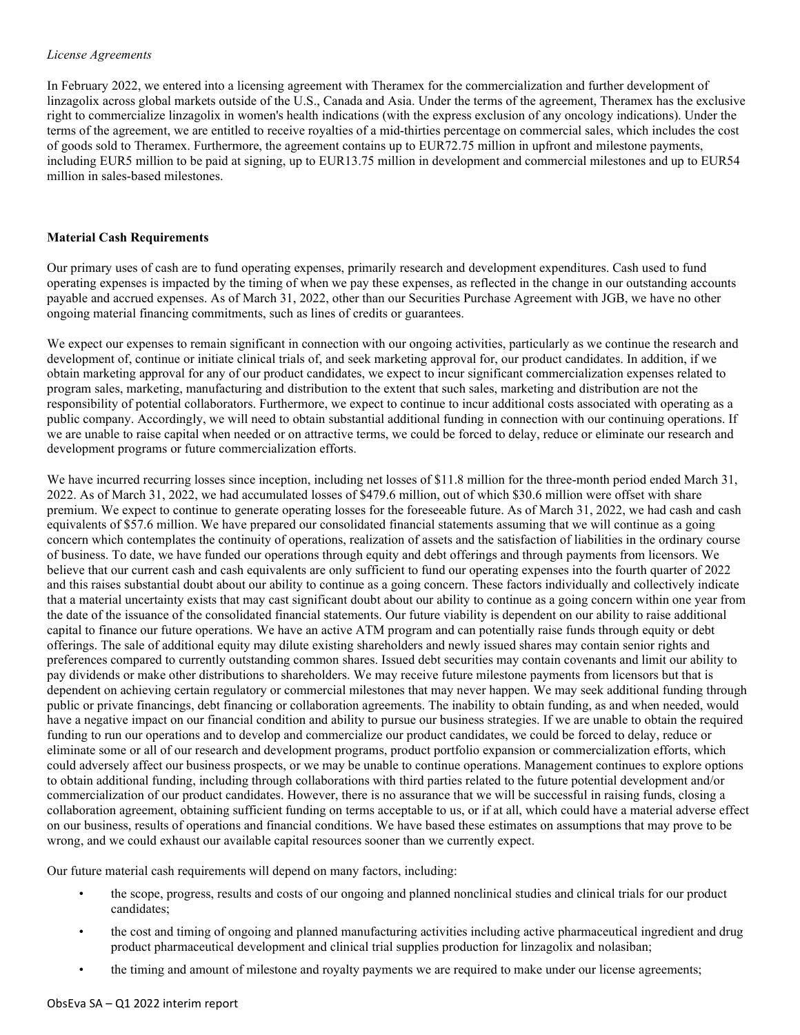*License Agreements*

In February 2022, we entered into a licensing agreement with Theramex for the commercialization and further development of linzagolix across global markets outside of the U.S., Canada and Asia. Under the terms of the agreement, Theramex has the exclusive right to commercialize linzagolix in women's health indications (with the express exclusion of any oncology indications). Under the terms of the agreement, we are entitled to receive royalties of a mid-thirties percentage on commercial sales, which includes the cost of goods sold to Theramex. Furthermore, the agreement contains up to EUR72.75 million in upfront and milestone payments, including EUR5 million to be paid at signing, up to EUR13.75 million in development and commercial milestones and up to EUR54 million in sales-based milestones.

**Material Cash Requirements**

Our primary uses of cash are to fund operating expenses, primarily research and development expenditures. Cash used to fund operating expenses is impacted by the timing of when we pay these expenses, as reflected in the change in our outstanding accounts payable and accrued expenses. As of March 31, 2022, other than our Securities Purchase Agreement with JGB, we have no other ongoing material financing commitments, such as lines of credits or guarantees.

We expect our expenses to remain significant in connection with our ongoing activities, particularly as we continue the research and development of, continue or initiate clinical trials of, and seek marketing approval for, our product candidates. In addition, if we obtain marketing approval for any of our product candidates, we expect to incur significant commercialization expenses related to program sales, marketing, manufacturing and distribution to the extent that such sales, marketing and distribution are not the responsibility of potential collaborators. Furthermore, we expect to continue to incur additional costs associated with operating as a public company. Accordingly, we will need to obtain substantial additional funding in connection with our continuing operations. If we are unable to raise capital when needed or on attractive terms, we could be forced to delay, reduce or eliminate our research and development programs or future commercialization efforts.

We have incurred recurring losses since inception, including net losses of $11.8 million for the three-month period ended March 31, 2022. As of March 31, 2022, we had accumulated losses of $479.6 million, out of which $30.6 million were offset with share premium. We expect to continue to generate operating losses for the foreseeable future. As of March 31, 2022, we had cash and cash equivalents of $57.6 million. We have prepared our consolidated financial statements assuming that we will continue as a going concern which contemplates the continuity of operations, realization of assets and the satisfaction of liabilities in the ordinary course of business. To date, we have funded our operations through equity and debt offerings and through payments from licensors. We believe that our current cash and cash equivalents are only sufficient to fund our operating expenses into the fourth quarter of 2022 and this raises substantial doubt about our ability to continue as a going concern. These factors individually and collectively indicate that a material uncertainty exists that may cast significant doubt about our ability to continue as a going concern within one year from the date of the issuance of the consolidated financial statements. Our future viability is dependent on our ability to raise additional capital to finance our future operations. We have an active ATM program and can potentially raise funds through equity or debt offerings. The sale of additional equity may dilute existing shareholders and newly issued shares may contain senior rights and preferences compared to currently outstanding common shares. Issued debt securities may contain covenants and limit our ability to pay dividends or make other distributions to shareholders. We may receive future milestone payments from licensors but that is dependent on achieving certain regulatory or commercial milestones that may never happen. We may seek additional funding through public or private financings, debt financing or collaboration agreements. The inability to obtain funding, as and when needed, would have a negative impact on our financial condition and ability to pursue our business strategies. If we are unable to obtain the required funding to run our operations and to develop and commercialize our product candidates, we could be forced to delay, reduce or eliminate some or all of our research and development programs, product portfolio expansion or commercialization efforts, which could adversely affect our business prospects, or we may be unable to continue operations. Management continues to explore options to obtain additional funding, including through collaborations with third parties related to the future potential development and/or commercialization of our product candidates. However, there is no assurance that we will be successful in raising funds, closing a collaboration agreement, obtaining sufficient funding on terms acceptable to us, or if at all, which could have a material adverse effect on our business, results of operations and financial conditions. We have based these estimates on assumptions that may prove to be wrong, and we could exhaust our available capital resources sooner than we currently expect.

Our future material cash requirements will depend on many factors, including:

- the scope, progress, results and costs of our ongoing and planned nonclinical studies and clinical trials for our product candidates;
- the cost and timing of ongoing and planned manufacturing activities including active pharmaceutical ingredient and drug product pharmaceutical development and clinical trial supplies production for linzagolix and nolasiban;
- the timing and amount of milestone and royalty payments we are required to make under our license agreements;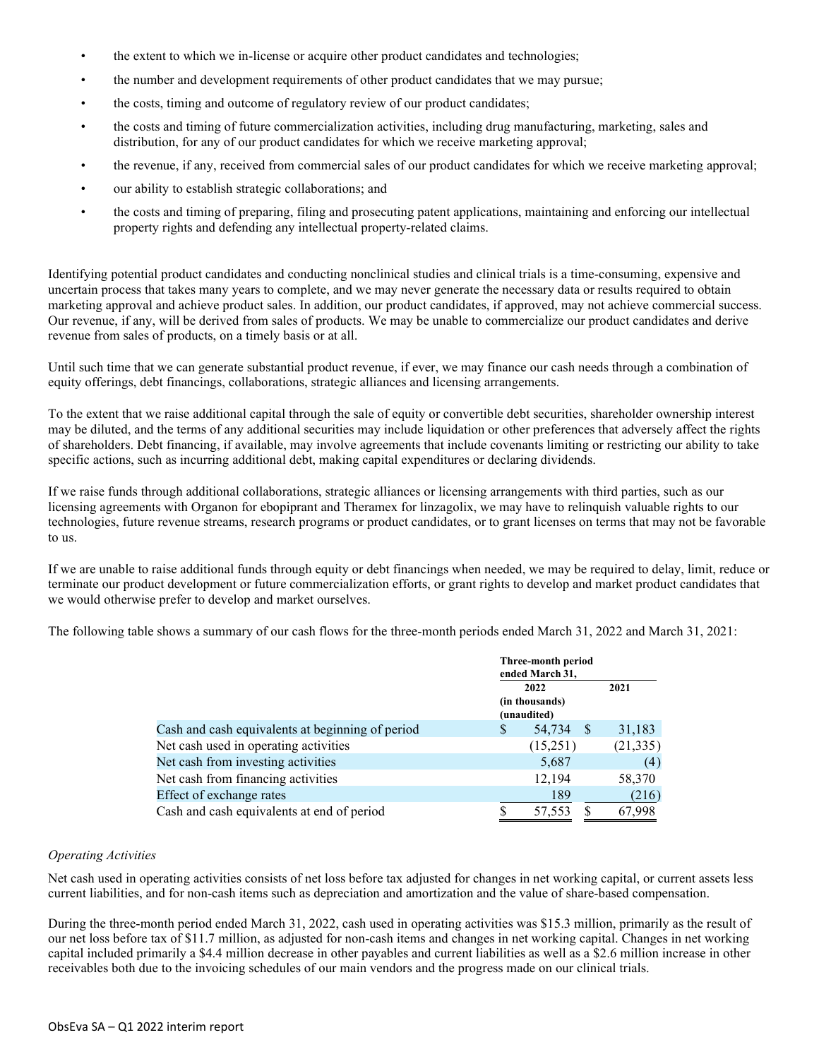- the extent to which we in-license or acquire other product candidates and technologies;
- the number and development requirements of other product candidates that we may pursue;
- the costs, timing and outcome of regulatory review of our product candidates;
- the costs and timing of future commercialization activities, including drug manufacturing, marketing, sales and distribution, for any of our product candidates for which we receive marketing approval;
- the revenue, if any, received from commercial sales of our product candidates for which we receive marketing approval;
- our ability to establish strategic collaborations; and
- the costs and timing of preparing, filing and prosecuting patent applications, maintaining and enforcing our intellectual property rights and defending any intellectual property-related claims.

Identifying potential product candidates and conducting nonclinical studies and clinical trials is a time-consuming, expensive and uncertain process that takes many years to complete, and we may never generate the necessary data or results required to obtain marketing approval and achieve product sales. In addition, our product candidates, if approved, may not achieve commercial success. Our revenue, if any, will be derived from sales of products. We may be unable to commercialize our product candidates and derive revenue from sales of products, on a timely basis or at all.

Until such time that we can generate substantial product revenue, if ever, we may finance our cash needs through a combination of equity offerings, debt financings, collaborations, strategic alliances and licensing arrangements.

To the extent that we raise additional capital through the sale of equity or convertible debt securities, shareholder ownership interest may be diluted, and the terms of any additional securities may include liquidation or other preferences that adversely affect the rights of shareholders. Debt financing, if available, may involve agreements that include covenants limiting or restricting our ability to take specific actions, such as incurring additional debt, making capital expenditures or declaring dividends.

If we raise funds through additional collaborations, strategic alliances or licensing arrangements with third parties, such as our licensing agreements with Organon for ebopiprant and Theramex for linzagolix, we may have to relinquish valuable rights to our technologies, future revenue streams, research programs or product candidates, or to grant licenses on terms that may not be favorable to us.

If we are unable to raise additional funds through equity or debt financings when needed, we may be required to delay, limit, reduce or terminate our product development or future commercialization efforts, or grant rights to develop and market product candidates that we would otherwise prefer to develop and market ourselves.

The following table shows a summary of our cash flows for the three-month periods ended March 31, 2022 and March 31, 2021:

| | Three-month period ended March 31, | |
|---|---|---|
| | 2022 | 2021 |
| | (in thousands) (unaudited) | |
| Cash and cash equivalents at beginning of period | $ 54,734 | $ 31,183 |
| Net cash used in operating activities | (15,251) | (21,335) |
| Net cash from investing activities | 5,687 | (4) |
| Net cash from financing activities | 12,194 | 58,370 |
| Effect of exchange rates | 189 | (216) |
| Cash and cash equivalents at end of period | $ 57,553 | $ 67,998 |

*Operating Activities*

Net cash used in operating activities consists of net loss before tax adjusted for changes in net working capital, or current assets less current liabilities, and for non-cash items such as depreciation and amortization and the value of share-based compensation.

During the three-month period ended March 31, 2022, cash used in operating activities was $15.3 million, primarily as the result of our net loss before tax of $11.7 million, as adjusted for non-cash items and changes in net working capital. Changes in net working capital included primarily a $4.4 million decrease in other payables and current liabilities as well as a $2.6 million increase in other receivables both due to the invoicing schedules of our main vendors and the progress made on our clinical trials.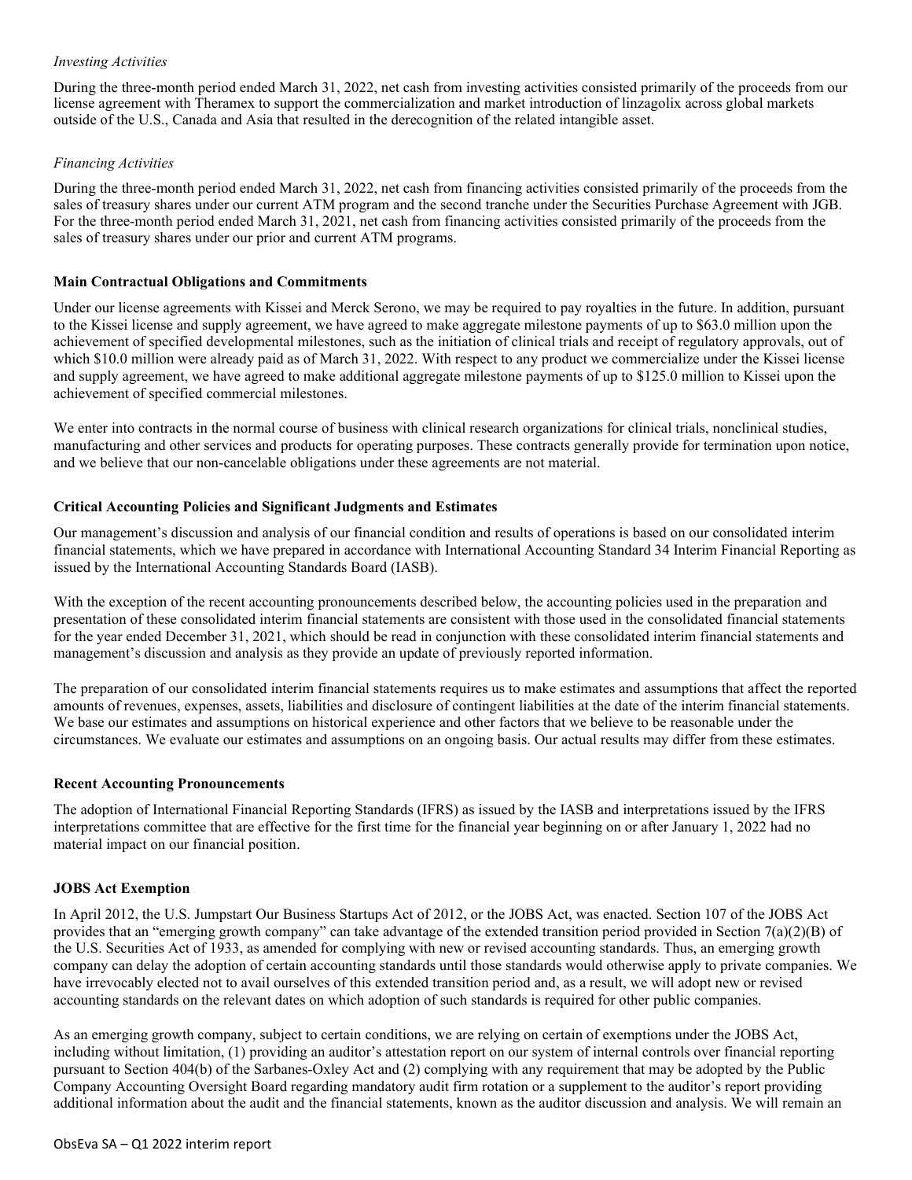*Investing Activities*

During the three-month period ended March 31, 2022, net cash from investing activities consisted primarily of the proceeds from our license agreement with Theramex to support the commercialization and market introduction of linzagolix across global markets outside of the U.S., Canada and Asia that resulted in the derecognition of the related intangible asset.

*Financing Activities*

During the three-month period ended March 31, 2022, net cash from financing activities consisted primarily of the proceeds from the sales of treasury shares under our current ATM program and the second tranche under the Securities Purchase Agreement with JGB. For the three-month period ended March 31, 2021, net cash from financing activities consisted primarily of the proceeds from the sales of treasury shares under our prior and current ATM programs.

**Main Contractual Obligations and Commitments**

Under our license agreements with Kissei and Merck Serono, we may be required to pay royalties in the future. In addition, pursuant to the Kissei license and supply agreement, we have agreed to make aggregate milestone payments of up to $63.0 million upon the achievement of specified developmental milestones, such as the initiation of clinical trials and receipt of regulatory approvals, out of which $10.0 million were already paid as of March 31, 2022. With respect to any product we commercialize under the Kissei license and supply agreement, we have agreed to make additional aggregate milestone payments of up to $125.0 million to Kissei upon the achievement of specified commercial milestones.

We enter into contracts in the normal course of business with clinical research organizations for clinical trials, nonclinical studies, manufacturing and other services and products for operating purposes. These contracts generally provide for termination upon notice, and we believe that our non-cancelable obligations under these agreements are not material.

**Critical Accounting Policies and Significant Judgments and Estimates**

Our management's discussion and analysis of our financial condition and results of operations is based on our consolidated interim financial statements, which we have prepared in accordance with International Accounting Standard 34 Interim Financial Reporting as issued by the International Accounting Standards Board (IASB).

With the exception of the recent accounting pronouncements described below, the accounting policies used in the preparation and presentation of these consolidated interim financial statements are consistent with those used in the consolidated financial statements for the year ended December 31, 2021, which should be read in conjunction with these consolidated interim financial statements and management's discussion and analysis as they provide an update of previously reported information.

The preparation of our consolidated interim financial statements requires us to make estimates and assumptions that affect the reported amounts of revenues, expenses, assets, liabilities and disclosure of contingent liabilities at the date of the interim financial statements. We base our estimates and assumptions on historical experience and other factors that we believe to be reasonable under the circumstances. We evaluate our estimates and assumptions on an ongoing basis. Our actual results may differ from these estimates.

**Recent Accounting Pronouncements**

The adoption of International Financial Reporting Standards (IFRS) as issued by the IASB and interpretations issued by the IFRS interpretations committee that are effective for the first time for the financial year beginning on or after January 1, 2022 had no material impact on our financial position.

**JOBS Act Exemption**

In April 2012, the U.S. Jumpstart Our Business Startups Act of 2012, or the JOBS Act, was enacted. Section 107 of the JOBS Act provides that an "emerging growth company" can take advantage of the extended transition period provided in Section 7(a)(2)(B) of the U.S. Securities Act of 1933, as amended for complying with new or revised accounting standards. Thus, an emerging growth company can delay the adoption of certain accounting standards until those standards would otherwise apply to private companies. We have irrevocably elected not to avail ourselves of this extended transition period and, as a result, we will adopt new or revised accounting standards on the relevant dates on which adoption of such standards is required for other public companies.

As an emerging growth company, subject to certain conditions, we are relying on certain of exemptions under the JOBS Act, including without limitation, (1) providing an auditor's attestation report on our system of internal controls over financial reporting pursuant to Section 404(b) of the Sarbanes-Oxley Act and (2) complying with any requirement that may be adopted by the Public Company Accounting Oversight Board regarding mandatory audit firm rotation or a supplement to the auditor's report providing additional information about the audit and the financial statements, known as the auditor discussion and analysis. We will remain an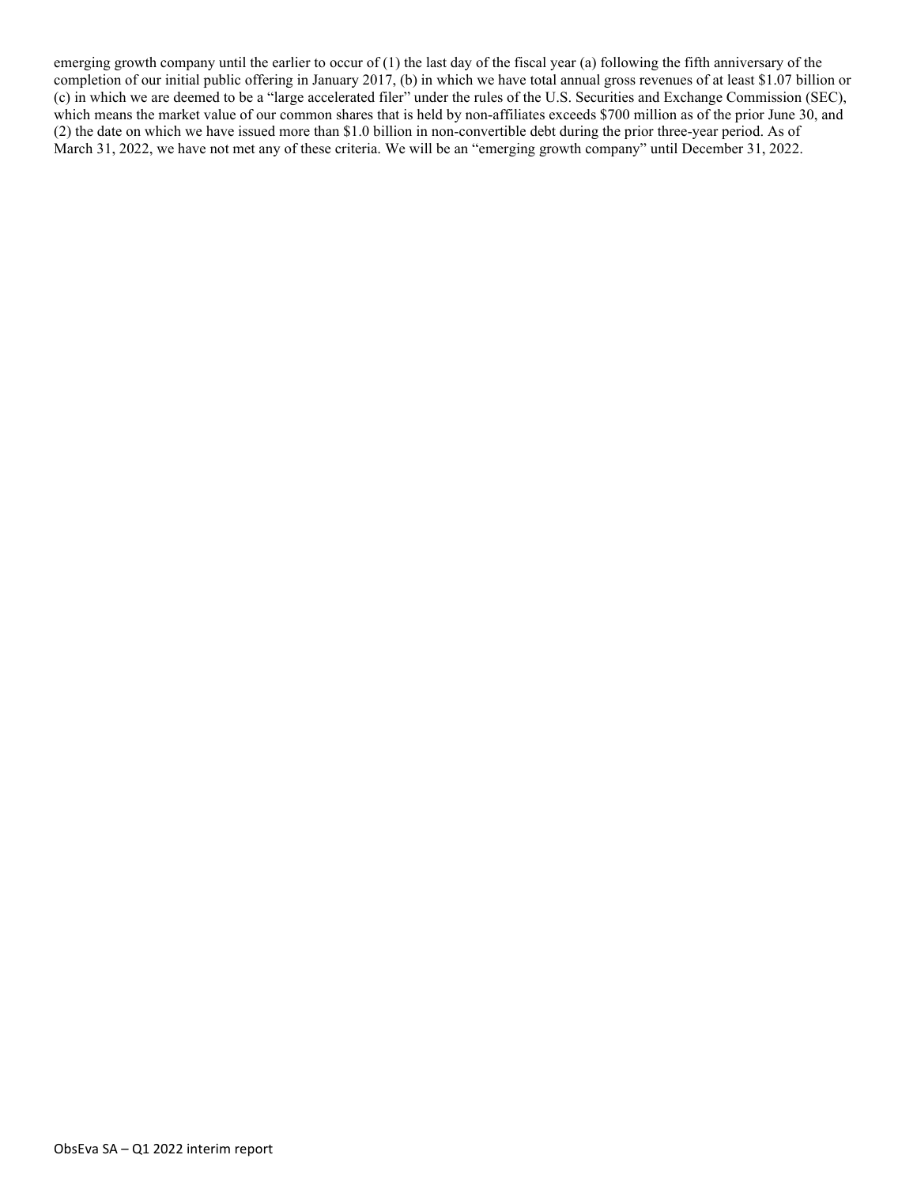emerging growth company until the earlier to occur of (1) the last day of the fiscal year (a) following the fifth anniversary of the completion of our initial public offering in January 2017, (b) in which we have total annual gross revenues of at least $1.07 billion or (c) in which we are deemed to be a "large accelerated filer" under the rules of the U.S. Securities and Exchange Commission (SEC), which means the market value of our common shares that is held by non-affiliates exceeds $700 million as of the prior June 30, and (2) the date on which we have issued more than $1.0 billion in non-convertible debt during the prior three-year period. As of March 31, 2022, we have not met any of these criteria. We will be an "emerging growth company" until December 31, 2022.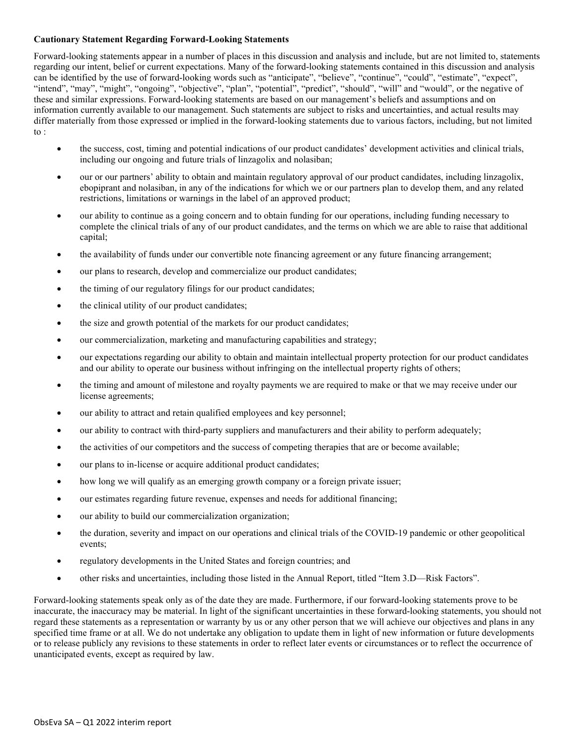**Cautionary Statement Regarding Forward-Looking Statements**

Forward-looking statements appear in a number of places in this discussion and analysis and include, but are not limited to, statements regarding our intent, belief or current expectations. Many of the forward-looking statements contained in this discussion and analysis can be identified by the use of forward-looking words such as "anticipate", "believe", "continue", "could", "estimate", "expect", "intend", "may", "might", "ongoing", "objective", "plan", "potential", "predict", "should", "will" and "would", or the negative of these and similar expressions. Forward-looking statements are based on our management's beliefs and assumptions and on information currently available to our management. Such statements are subject to risks and uncertainties, and actual results may differ materially from those expressed or implied in the forward-looking statements due to various factors, including, but not limited to :

- the success, cost, timing and potential indications of our product candidates' development activities and clinical trials, including our ongoing and future trials of linzagolix and nolasiban;
- our or our partners' ability to obtain and maintain regulatory approval of our product candidates, including linzagolix, ebopiprant and nolasiban, in any of the indications for which we or our partners plan to develop them, and any related restrictions, limitations or warnings in the label of an approved product;
- our ability to continue as a going concern and to obtain funding for our operations, including funding necessary to complete the clinical trials of any of our product candidates, and the terms on which we are able to raise that additional capital;
- the availability of funds under our convertible note financing agreement or any future financing arrangement;
- our plans to research, develop and commercialize our product candidates;
- the timing of our regulatory filings for our product candidates;
- the clinical utility of our product candidates;
- the size and growth potential of the markets for our product candidates;
- our commercialization, marketing and manufacturing capabilities and strategy;
- our expectations regarding our ability to obtain and maintain intellectual property protection for our product candidates and our ability to operate our business without infringing on the intellectual property rights of others;
- the timing and amount of milestone and royalty payments we are required to make or that we may receive under our license agreements;
- our ability to attract and retain qualified employees and key personnel;
- our ability to contract with third-party suppliers and manufacturers and their ability to perform adequately;
- the activities of our competitors and the success of competing therapies that are or become available;
- our plans to in-license or acquire additional product candidates;
- how long we will qualify as an emerging growth company or a foreign private issuer;
- our estimates regarding future revenue, expenses and needs for additional financing;
- our ability to build our commercialization organization;
- the duration, severity and impact on our operations and clinical trials of the COVID-19 pandemic or other geopolitical events;
- regulatory developments in the United States and foreign countries; and
- other risks and uncertainties, including those listed in the Annual Report, titled "Item 3.D—Risk Factors".

Forward-looking statements speak only as of the date they are made. Furthermore, if our forward-looking statements prove to be inaccurate, the inaccuracy may be material. In light of the significant uncertainties in these forward-looking statements, you should not regard these statements as a representation or warranty by us or any other person that we will achieve our objectives and plans in any specified time frame or at all. We do not undertake any obligation to update them in light of new information or future developments or to release publicly any revisions to these statements in order to reflect later events or circumstances or to reflect the occurrence of unanticipated events, except as required by law.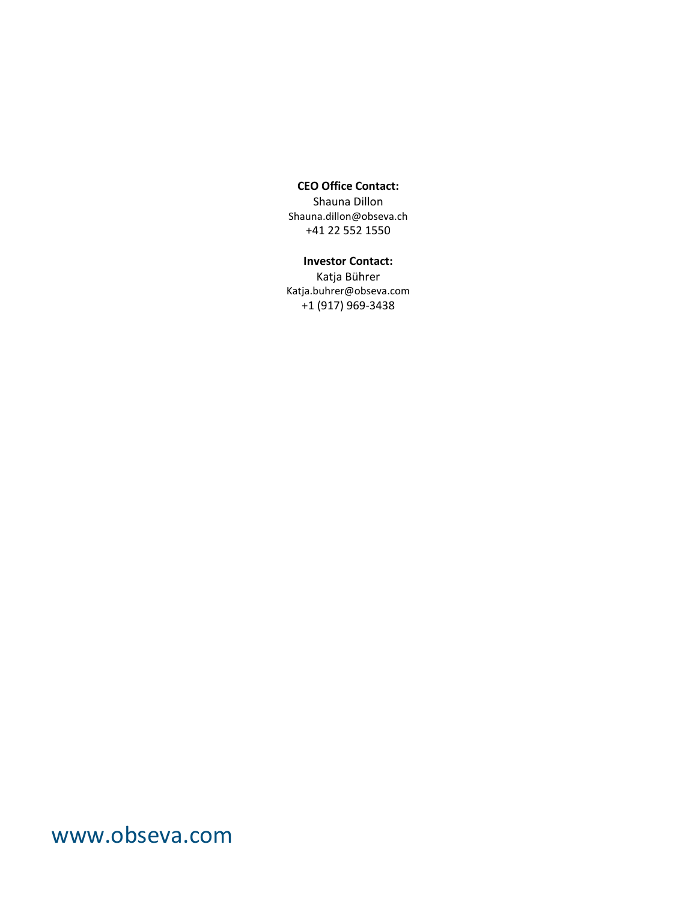**CEO Office Contact:**

Shauna Dillon

Shauna.dillon@obseva.ch

+41 22 552 1550

**Investor Contact:**

Katja Bührer

Katja.buhrer@obseva.com

+1 (917) 969-3438

www.obseva.com